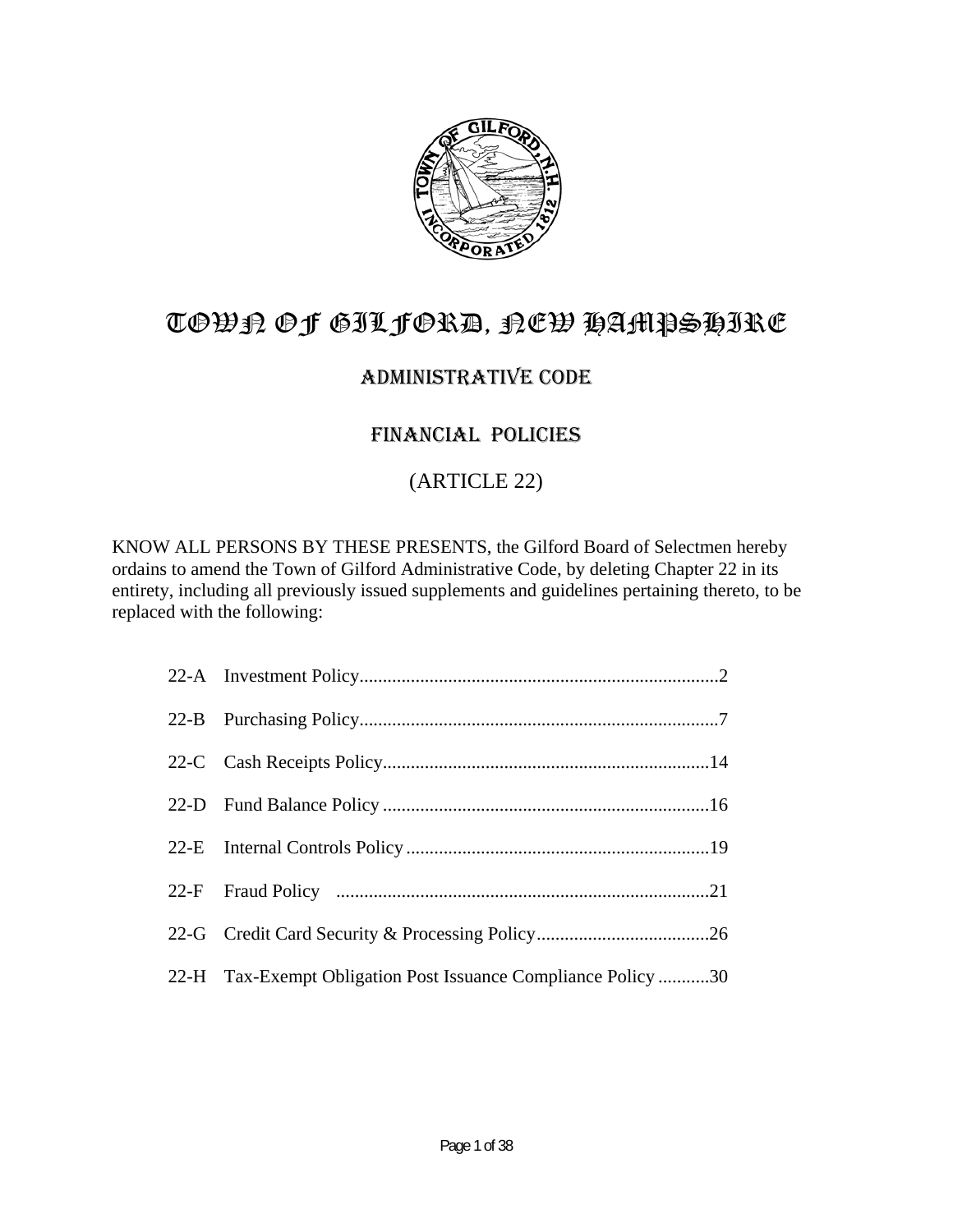# TOWN OF GILFORD, NEW HAMPSHIRE

## ADMINISTRATIVE CODE

## FINANCIAL POLICIES

## (ARTICLE 22)

KNOW ALL PERSONS BY THESE PRESENTS, the Gilford Board of Selectmen hereby ordains to amend the Town of Gilford Administrative Code, by deleting Chapter 22 in its entirety, including all previously issued supplements and guidelines pertaining thereto, to be replaced with the following:

| | | |
|---|---|---|
| 22-A | Investment Policy | 2 |
| 22-B | Purchasing Policy | 7 |
| 22-C | Cash Receipts Policy | 14 |
| 22-D | Fund Balance Policy | 16 |
| 22-E | Internal Controls Policy | 19 |
| 22-F | Fraud Policy | 21 |
| 22-G | Credit Card Security & Processing Policy | 26 |
| 22-H | Tax-Exempt Obligation Post Issuance Compliance Policy | 30 |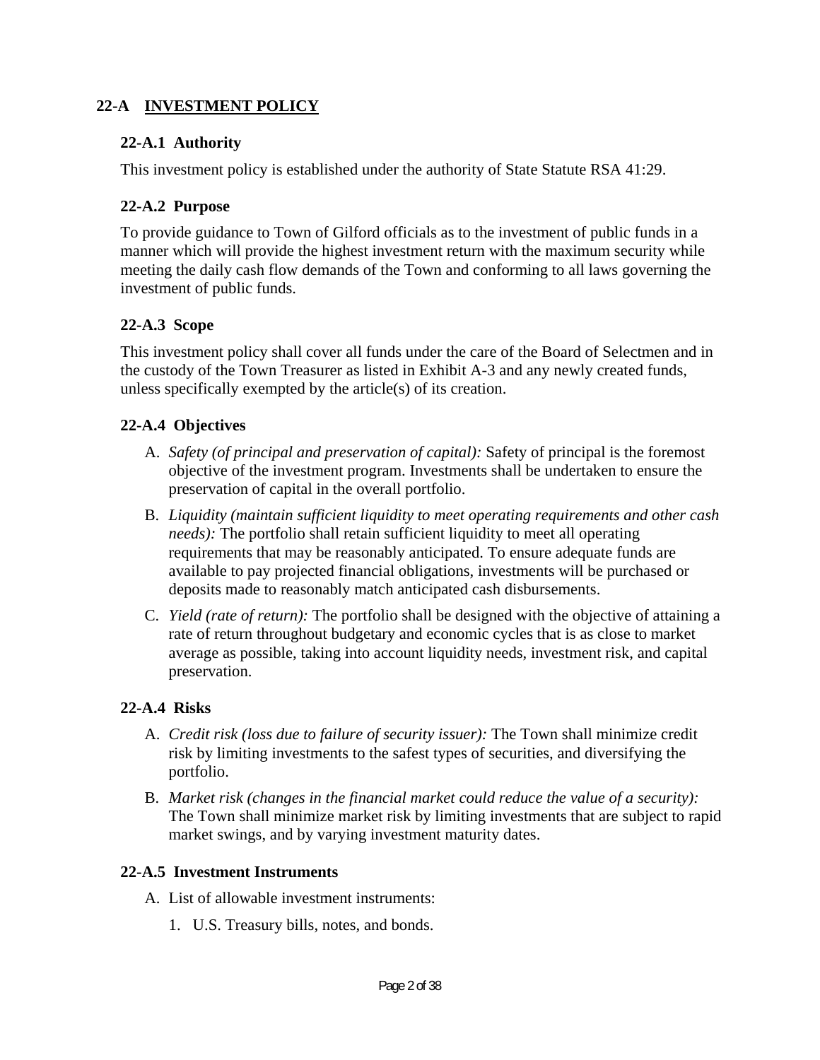## 22-A INVESTMENT POLICY

### 22-A.1 Authority

This investment policy is established under the authority of State Statute RSA 41:29.

### 22-A.2 Purpose

To provide guidance to Town of Gilford officials as to the investment of public funds in a manner which will provide the highest investment return with the maximum security while meeting the daily cash flow demands of the Town and conforming to all laws governing the investment of public funds.

### 22-A.3 Scope

This investment policy shall cover all funds under the care of the Board of Selectmen and in the custody of the Town Treasurer as listed in Exhibit A-3 and any newly created funds, unless specifically exempted by the article(s) of its creation.

### 22-A.4 Objectives

A. *Safety (of principal and preservation of capital):* Safety of principal is the foremost objective of the investment program. Investments shall be undertaken to ensure the preservation of capital in the overall portfolio.

B. *Liquidity (maintain sufficient liquidity to meet operating requirements and other cash needs):* The portfolio shall retain sufficient liquidity to meet all operating requirements that may be reasonably anticipated. To ensure adequate funds are available to pay projected financial obligations, investments will be purchased or deposits made to reasonably match anticipated cash disbursements.

C. *Yield (rate of return):* The portfolio shall be designed with the objective of attaining a rate of return throughout budgetary and economic cycles that is as close to market average as possible, taking into account liquidity needs, investment risk, and capital preservation.

### 22-A.4 Risks

A. *Credit risk (loss due to failure of security issuer):* The Town shall minimize credit risk by limiting investments to the safest types of securities, and diversifying the portfolio.

B. *Market risk (changes in the financial market could reduce the value of a security):* The Town shall minimize market risk by limiting investments that are subject to rapid market swings, and by varying investment maturity dates.

### 22-A.5 Investment Instruments

A. List of allowable investment instruments:

1. U.S. Treasury bills, notes, and bonds.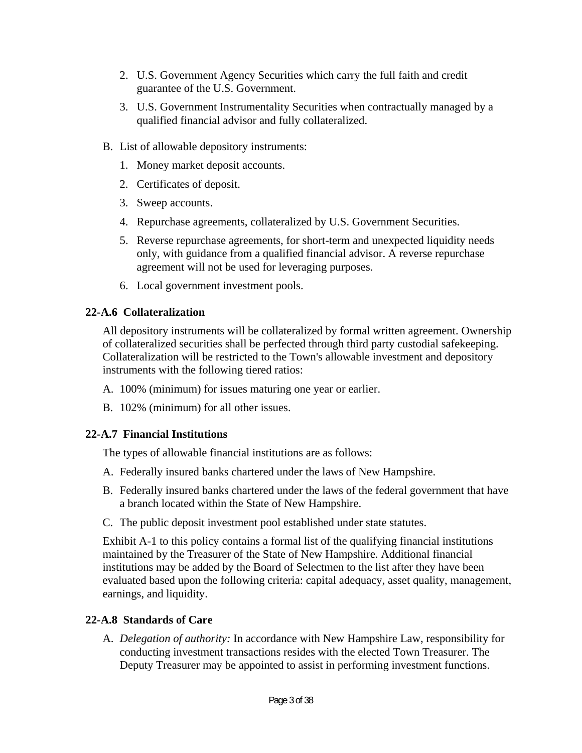2. U.S. Government Agency Securities which carry the full faith and credit guarantee of the U.S. Government.
3. U.S. Government Instrumentality Securities when contractually managed by a qualified financial advisor and fully collateralized.

B. List of allowable depository instruments:

1. Money market deposit accounts.
2. Certificates of deposit.
3. Sweep accounts.
4. Repurchase agreements, collateralized by U.S. Government Securities.
5. Reverse repurchase agreements, for short-term and unexpected liquidity needs only, with guidance from a qualified financial advisor. A reverse repurchase agreement will not be used for leveraging purposes.
6. Local government investment pools.

### 22-A.6 Collateralization

All depository instruments will be collateralized by formal written agreement. Ownership of collateralized securities shall be perfected through third party custodial safekeeping. Collateralization will be restricted to the Town's allowable investment and depository instruments with the following tiered ratios:

A. 100% (minimum) for issues maturing one year or earlier.

B. 102% (minimum) for all other issues.

### 22-A.7 Financial Institutions

The types of allowable financial institutions are as follows:

A. Federally insured banks chartered under the laws of New Hampshire.

B. Federally insured banks chartered under the laws of the federal government that have a branch located within the State of New Hampshire.

C. The public deposit investment pool established under state statutes.

Exhibit A-1 to this policy contains a formal list of the qualifying financial institutions maintained by the Treasurer of the State of New Hampshire. Additional financial institutions may be added by the Board of Selectmen to the list after they have been evaluated based upon the following criteria: capital adequacy, asset quality, management, earnings, and liquidity.

### 22-A.8 Standards of Care

A. *Delegation of authority:* In accordance with New Hampshire Law, responsibility for conducting investment transactions resides with the elected Town Treasurer. The Deputy Treasurer may be appointed to assist in performing investment functions.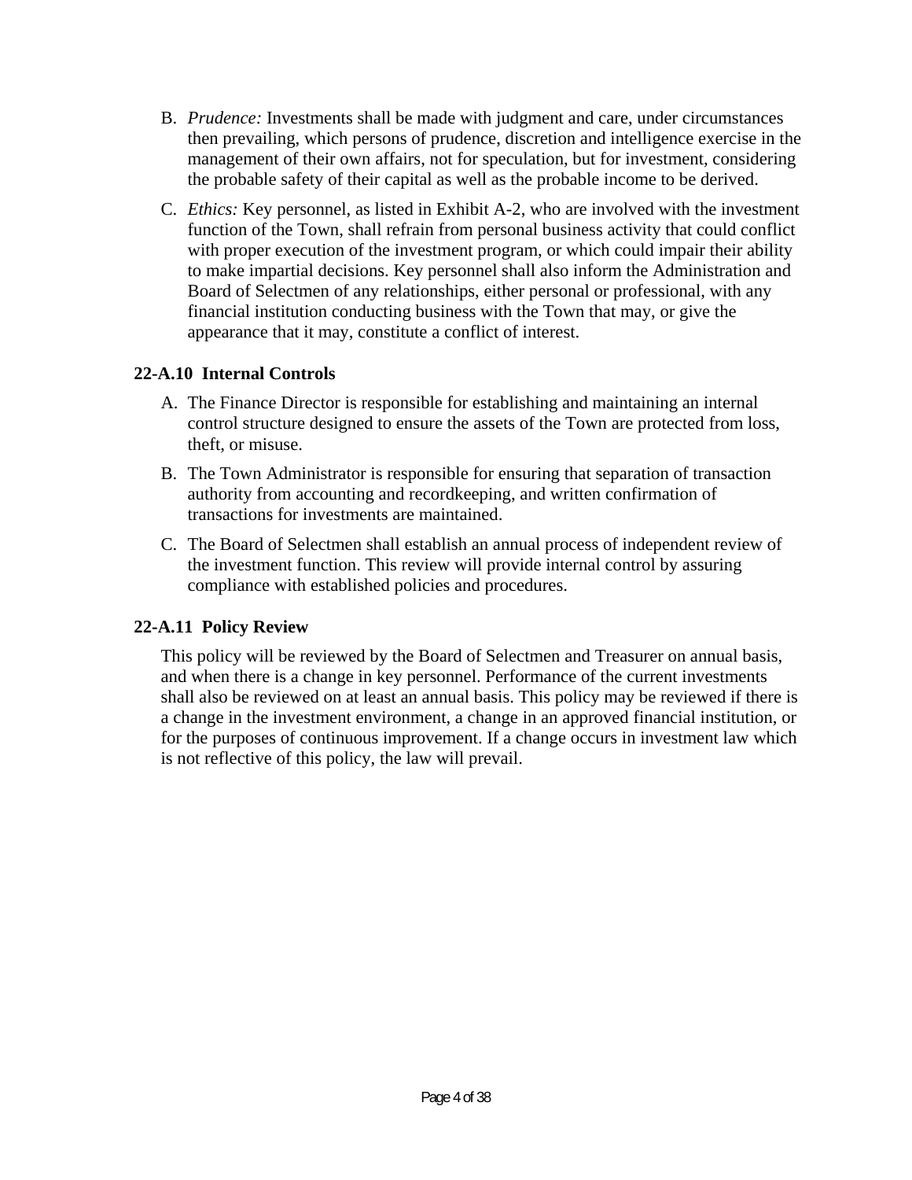B. *Prudence:* Investments shall be made with judgment and care, under circumstances then prevailing, which persons of prudence, discretion and intelligence exercise in the management of their own affairs, not for speculation, but for investment, considering the probable safety of their capital as well as the probable income to be derived.

C. *Ethics:* Key personnel, as listed in Exhibit A-2, who are involved with the investment function of the Town, shall refrain from personal business activity that could conflict with proper execution of the investment program, or which could impair their ability to make impartial decisions. Key personnel shall also inform the Administration and Board of Selectmen of any relationships, either personal or professional, with any financial institution conducting business with the Town that may, or give the appearance that it may, constitute a conflict of interest.

### 22-A.10 Internal Controls

A. The Finance Director is responsible for establishing and maintaining an internal control structure designed to ensure the assets of the Town are protected from loss, theft, or misuse.

B. The Town Administrator is responsible for ensuring that separation of transaction authority from accounting and recordkeeping, and written confirmation of transactions for investments are maintained.

C. The Board of Selectmen shall establish an annual process of independent review of the investment function. This review will provide internal control by assuring compliance with established policies and procedures.

### 22-A.11 Policy Review

This policy will be reviewed by the Board of Selectmen and Treasurer on annual basis, and when there is a change in key personnel. Performance of the current investments shall also be reviewed on at least an annual basis. This policy may be reviewed if there is a change in the investment environment, a change in an approved financial institution, or for the purposes of continuous improvement. If a change occurs in investment law which is not reflective of this policy, the law will prevail.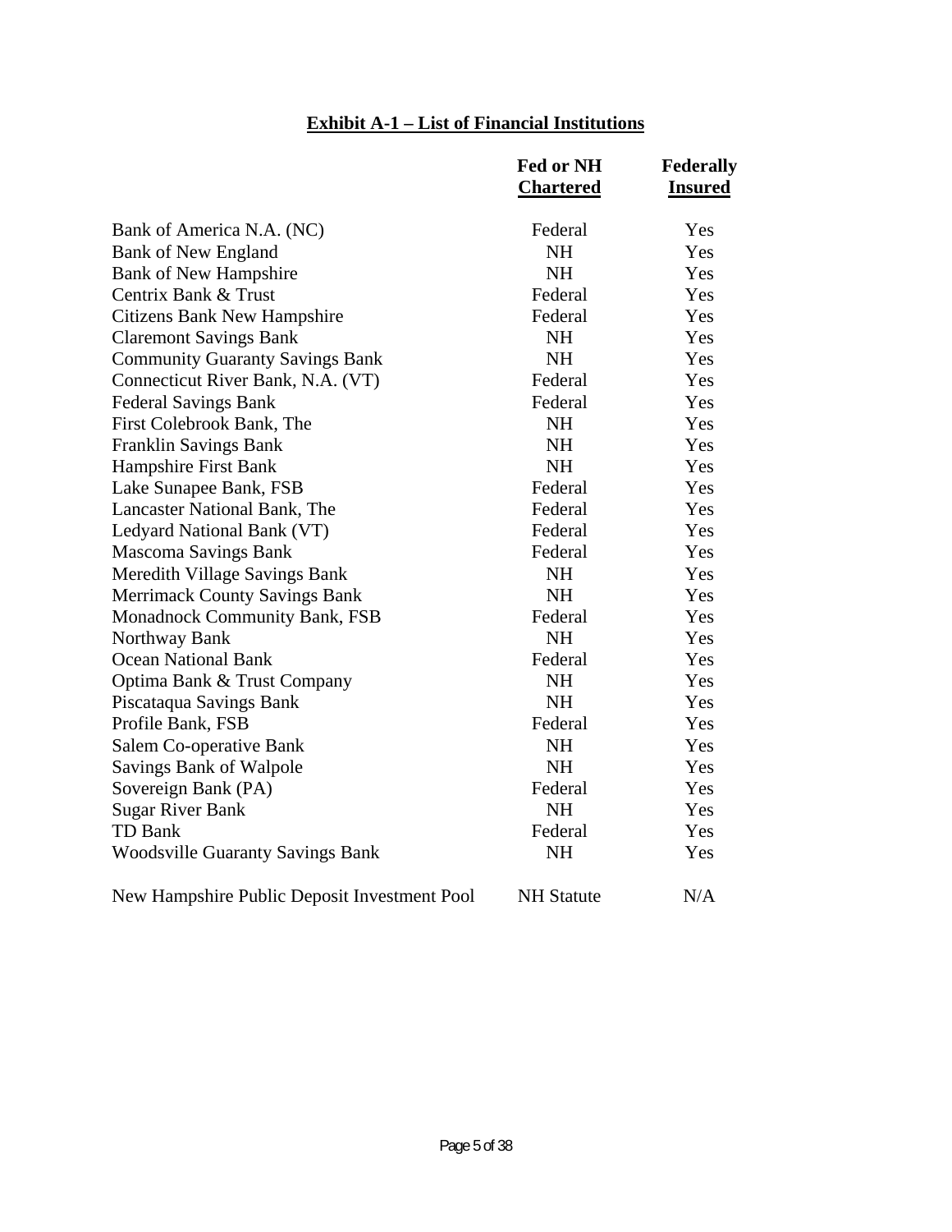**Exhibit A-1 – List of Financial Institutions**

| | Fed or NH Chartered | Federally Insured |
|---|---|---|
| Bank of America N.A. (NC) | Federal | Yes |
| Bank of New England | NH | Yes |
| Bank of New Hampshire | NH | Yes |
| Centrix Bank & Trust | Federal | Yes |
| Citizens Bank New Hampshire | Federal | Yes |
| Claremont Savings Bank | NH | Yes |
| Community Guaranty Savings Bank | NH | Yes |
| Connecticut River Bank, N.A. (VT) | Federal | Yes |
| Federal Savings Bank | Federal | Yes |
| First Colebrook Bank, The | NH | Yes |
| Franklin Savings Bank | NH | Yes |
| Hampshire First Bank | NH | Yes |
| Lake Sunapee Bank, FSB | Federal | Yes |
| Lancaster National Bank, The | Federal | Yes |
| Ledyard National Bank (VT) | Federal | Yes |
| Mascoma Savings Bank | Federal | Yes |
| Meredith Village Savings Bank | NH | Yes |
| Merrimack County Savings Bank | NH | Yes |
| Monadnock Community Bank, FSB | Federal | Yes |
| Northway Bank | NH | Yes |
| Ocean National Bank | Federal | Yes |
| Optima Bank & Trust Company | NH | Yes |
| Piscataqua Savings Bank | NH | Yes |
| Profile Bank, FSB | Federal | Yes |
| Salem Co-operative Bank | NH | Yes |
| Savings Bank of Walpole | NH | Yes |
| Sovereign Bank (PA) | Federal | Yes |
| Sugar River Bank | NH | Yes |
| TD Bank | Federal | Yes |
| Woodsville Guaranty Savings Bank | NH | Yes |
| New Hampshire Public Deposit Investment Pool | NH Statute | N/A |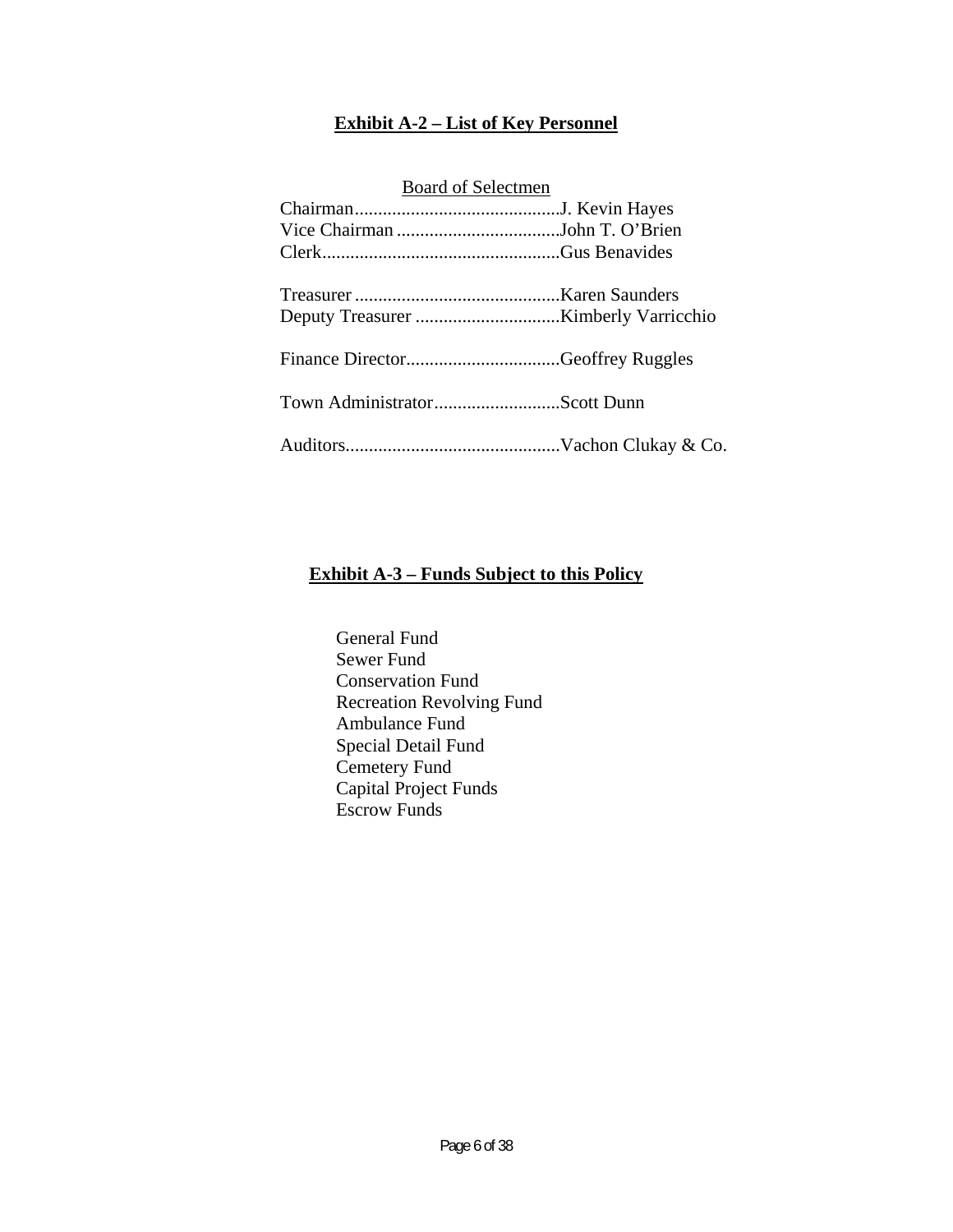**Exhibit A-2 – List of Key Personnel**

Board of Selectmen

Chairman............................................J. Kevin Hayes
Vice Chairman ...................................John T. O'Brien
Clerk...................................................Gus Benavides

Treasurer ............................................Karen Saunders
Deputy Treasurer ...............................Kimberly Varricchio

Finance Director.................................Geoffrey Ruggles

Town Administrator...........................Scott Dunn

Auditors..............................................Vachon Clukay & Co.

**Exhibit A-3 – Funds Subject to this Policy**

General Fund
Sewer Fund
Conservation Fund
Recreation Revolving Fund
Ambulance Fund
Special Detail Fund
Cemetery Fund
Capital Project Funds
Escrow Funds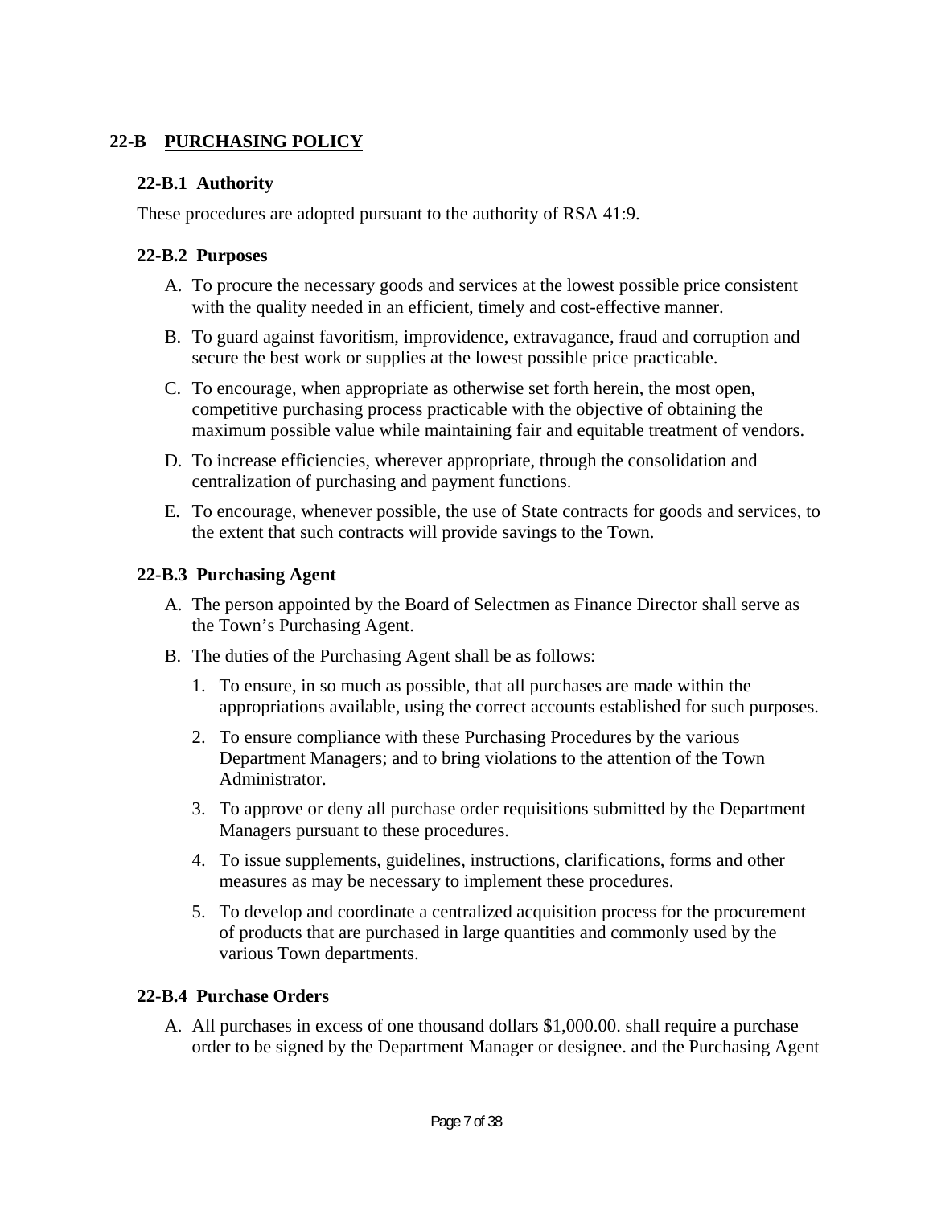## 22-B PURCHASING POLICY

### 22-B.1 Authority

These procedures are adopted pursuant to the authority of RSA 41:9.

### 22-B.2 Purposes

A. To procure the necessary goods and services at the lowest possible price consistent with the quality needed in an efficient, timely and cost-effective manner.

B. To guard against favoritism, improvidence, extravagance, fraud and corruption and secure the best work or supplies at the lowest possible price practicable.

C. To encourage, when appropriate as otherwise set forth herein, the most open, competitive purchasing process practicable with the objective of obtaining the maximum possible value while maintaining fair and equitable treatment of vendors.

D. To increase efficiencies, wherever appropriate, through the consolidation and centralization of purchasing and payment functions.

E. To encourage, whenever possible, the use of State contracts for goods and services, to the extent that such contracts will provide savings to the Town.

### 22-B.3 Purchasing Agent

A. The person appointed by the Board of Selectmen as Finance Director shall serve as the Town's Purchasing Agent.

B. The duties of the Purchasing Agent shall be as follows:

   1. To ensure, in so much as possible, that all purchases are made within the appropriations available, using the correct accounts established for such purposes.

   2. To ensure compliance with these Purchasing Procedures by the various Department Managers; and to bring violations to the attention of the Town Administrator.

   3. To approve or deny all purchase order requisitions submitted by the Department Managers pursuant to these procedures.

   4. To issue supplements, guidelines, instructions, clarifications, forms and other measures as may be necessary to implement these procedures.

   5. To develop and coordinate a centralized acquisition process for the procurement of products that are purchased in large quantities and commonly used by the various Town departments.

### 22-B.4 Purchase Orders

A. All purchases in excess of one thousand dollars $1,000.00. shall require a purchase order to be signed by the Department Manager or designee. and the Purchasing Agent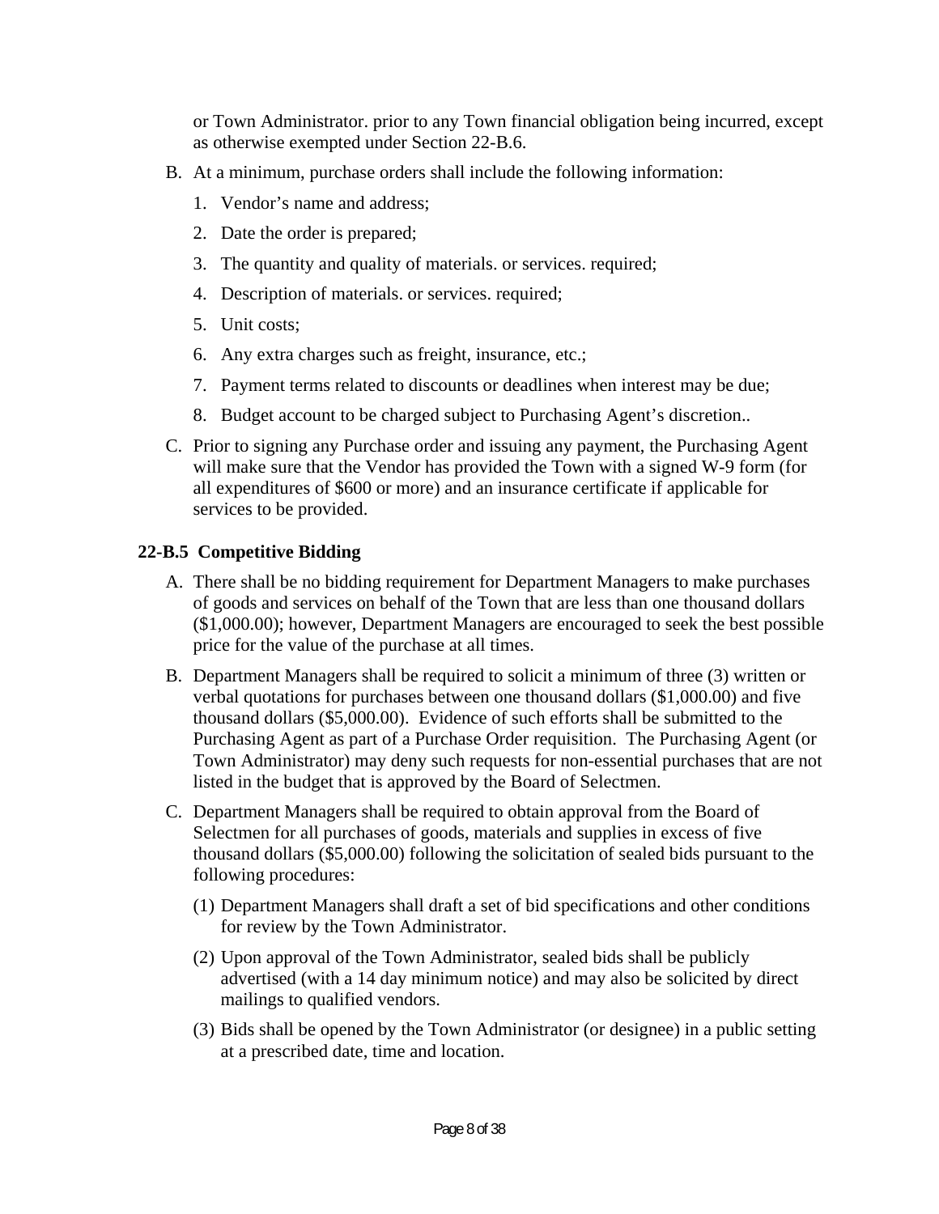or Town Administrator. prior to any Town financial obligation being incurred, except as otherwise exempted under Section 22-B.6.

B. At a minimum, purchase orders shall include the following information:

   1. Vendor's name and address;
   2. Date the order is prepared;
   3. The quantity and quality of materials. or services. required;
   4. Description of materials. or services. required;
   5. Unit costs;
   6. Any extra charges such as freight, insurance, etc.;
   7. Payment terms related to discounts or deadlines when interest may be due;
   8. Budget account to be charged subject to Purchasing Agent's discretion..

C. Prior to signing any Purchase order and issuing any payment, the Purchasing Agent will make sure that the Vendor has provided the Town with a signed W-9 form (for all expenditures of $600 or more) and an insurance certificate if applicable for services to be provided.

### 22-B.5 Competitive Bidding

A. There shall be no bidding requirement for Department Managers to make purchases of goods and services on behalf of the Town that are less than one thousand dollars ($1,000.00); however, Department Managers are encouraged to seek the best possible price for the value of the purchase at all times.

B. Department Managers shall be required to solicit a minimum of three (3) written or verbal quotations for purchases between one thousand dollars ($1,000.00) and five thousand dollars ($5,000.00). Evidence of such efforts shall be submitted to the Purchasing Agent as part of a Purchase Order requisition. The Purchasing Agent (or Town Administrator) may deny such requests for non-essential purchases that are not listed in the budget that is approved by the Board of Selectmen.

C. Department Managers shall be required to obtain approval from the Board of Selectmen for all purchases of goods, materials and supplies in excess of five thousand dollars ($5,000.00) following the solicitation of sealed bids pursuant to the following procedures:

   (1) Department Managers shall draft a set of bid specifications and other conditions for review by the Town Administrator.

   (2) Upon approval of the Town Administrator, sealed bids shall be publicly advertised (with a 14 day minimum notice) and may also be solicited by direct mailings to qualified vendors.

   (3) Bids shall be opened by the Town Administrator (or designee) in a public setting at a prescribed date, time and location.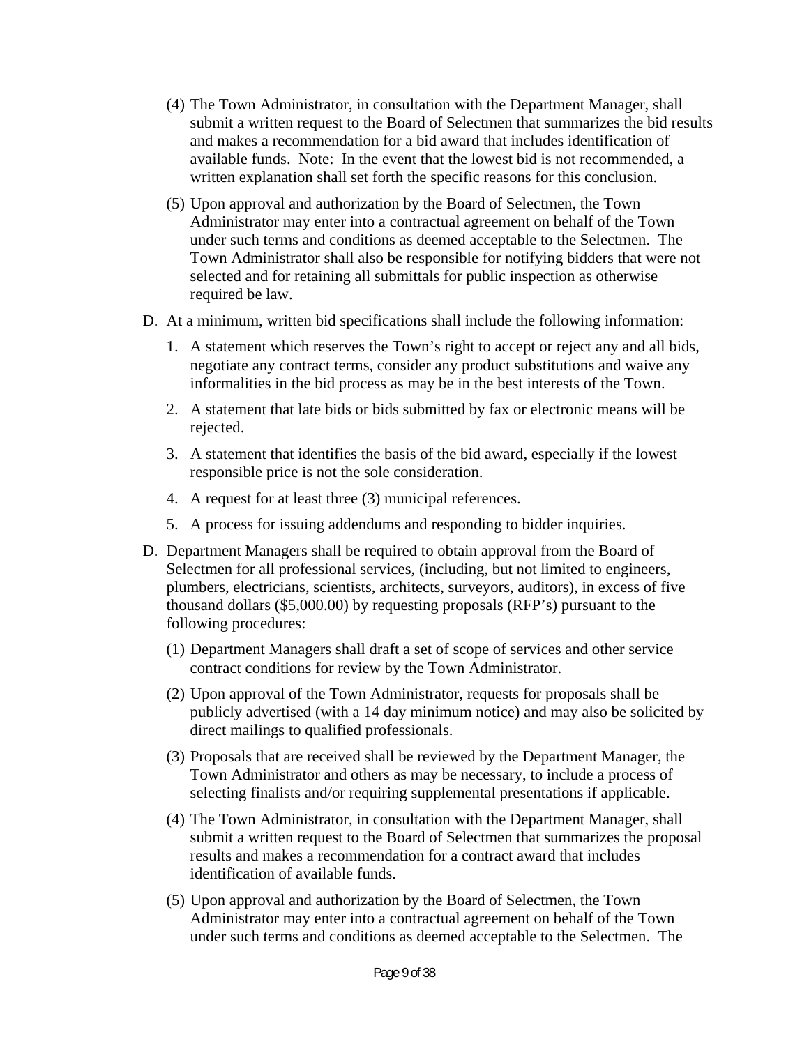(4) The Town Administrator, in consultation with the Department Manager, shall submit a written request to the Board of Selectmen that summarizes the bid results and makes a recommendation for a bid award that includes identification of available funds. Note: In the event that the lowest bid is not recommended, a written explanation shall set forth the specific reasons for this conclusion.

(5) Upon approval and authorization by the Board of Selectmen, the Town Administrator may enter into a contractual agreement on behalf of the Town under such terms and conditions as deemed acceptable to the Selectmen. The Town Administrator shall also be responsible for notifying bidders that were not selected and for retaining all submittals for public inspection as otherwise required be law.

D. At a minimum, written bid specifications shall include the following information:

1. A statement which reserves the Town's right to accept or reject any and all bids, negotiate any contract terms, consider any product substitutions and waive any informalities in the bid process as may be in the best interests of the Town.
2. A statement that late bids or bids submitted by fax or electronic means will be rejected.
3. A statement that identifies the basis of the bid award, especially if the lowest responsible price is not the sole consideration.
4. A request for at least three (3) municipal references.
5. A process for issuing addendums and responding to bidder inquiries.

D. Department Managers shall be required to obtain approval from the Board of Selectmen for all professional services, (including, but not limited to engineers, plumbers, electricians, scientists, architects, surveyors, auditors), in excess of five thousand dollars ($5,000.00) by requesting proposals (RFP's) pursuant to the following procedures:

(1) Department Managers shall draft a set of scope of services and other service contract conditions for review by the Town Administrator.

(2) Upon approval of the Town Administrator, requests for proposals shall be publicly advertised (with a 14 day minimum notice) and may also be solicited by direct mailings to qualified professionals.

(3) Proposals that are received shall be reviewed by the Department Manager, the Town Administrator and others as may be necessary, to include a process of selecting finalists and/or requiring supplemental presentations if applicable.

(4) The Town Administrator, in consultation with the Department Manager, shall submit a written request to the Board of Selectmen that summarizes the proposal results and makes a recommendation for a contract award that includes identification of available funds.

(5) Upon approval and authorization by the Board of Selectmen, the Town Administrator may enter into a contractual agreement on behalf of the Town under such terms and conditions as deemed acceptable to the Selectmen. The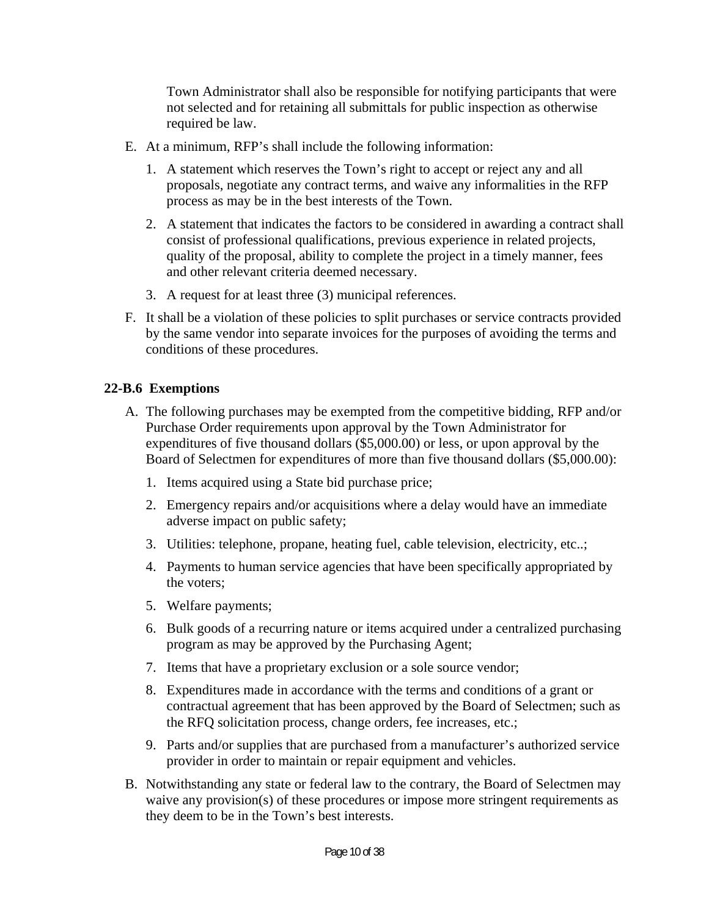Town Administrator shall also be responsible for notifying participants that were not selected and for retaining all submittals for public inspection as otherwise required be law.

E. At a minimum, RFP's shall include the following information:

   1. A statement which reserves the Town's right to accept or reject any and all proposals, negotiate any contract terms, and waive any informalities in the RFP process as may be in the best interests of the Town.

   2. A statement that indicates the factors to be considered in awarding a contract shall consist of professional qualifications, previous experience in related projects, quality of the proposal, ability to complete the project in a timely manner, fees and other relevant criteria deemed necessary.

   3. A request for at least three (3) municipal references.

F. It shall be a violation of these policies to split purchases or service contracts provided by the same vendor into separate invoices for the purposes of avoiding the terms and conditions of these procedures.

**22-B.6 Exemptions**

A. The following purchases may be exempted from the competitive bidding, RFP and/or Purchase Order requirements upon approval by the Town Administrator for expenditures of five thousand dollars ($5,000.00) or less, or upon approval by the Board of Selectmen for expenditures of more than five thousand dollars ($5,000.00):

   1. Items acquired using a State bid purchase price;

   2. Emergency repairs and/or acquisitions where a delay would have an immediate adverse impact on public safety;

   3. Utilities: telephone, propane, heating fuel, cable television, electricity, etc..;

   4. Payments to human service agencies that have been specifically appropriated by the voters;

   5. Welfare payments;

   6. Bulk goods of a recurring nature or items acquired under a centralized purchasing program as may be approved by the Purchasing Agent;

   7. Items that have a proprietary exclusion or a sole source vendor;

   8. Expenditures made in accordance with the terms and conditions of a grant or contractual agreement that has been approved by the Board of Selectmen; such as the RFQ solicitation process, change orders, fee increases, etc.;

   9. Parts and/or supplies that are purchased from a manufacturer's authorized service provider in order to maintain or repair equipment and vehicles.

B. Notwithstanding any state or federal law to the contrary, the Board of Selectmen may waive any provision(s) of these procedures or impose more stringent requirements as they deem to be in the Town's best interests.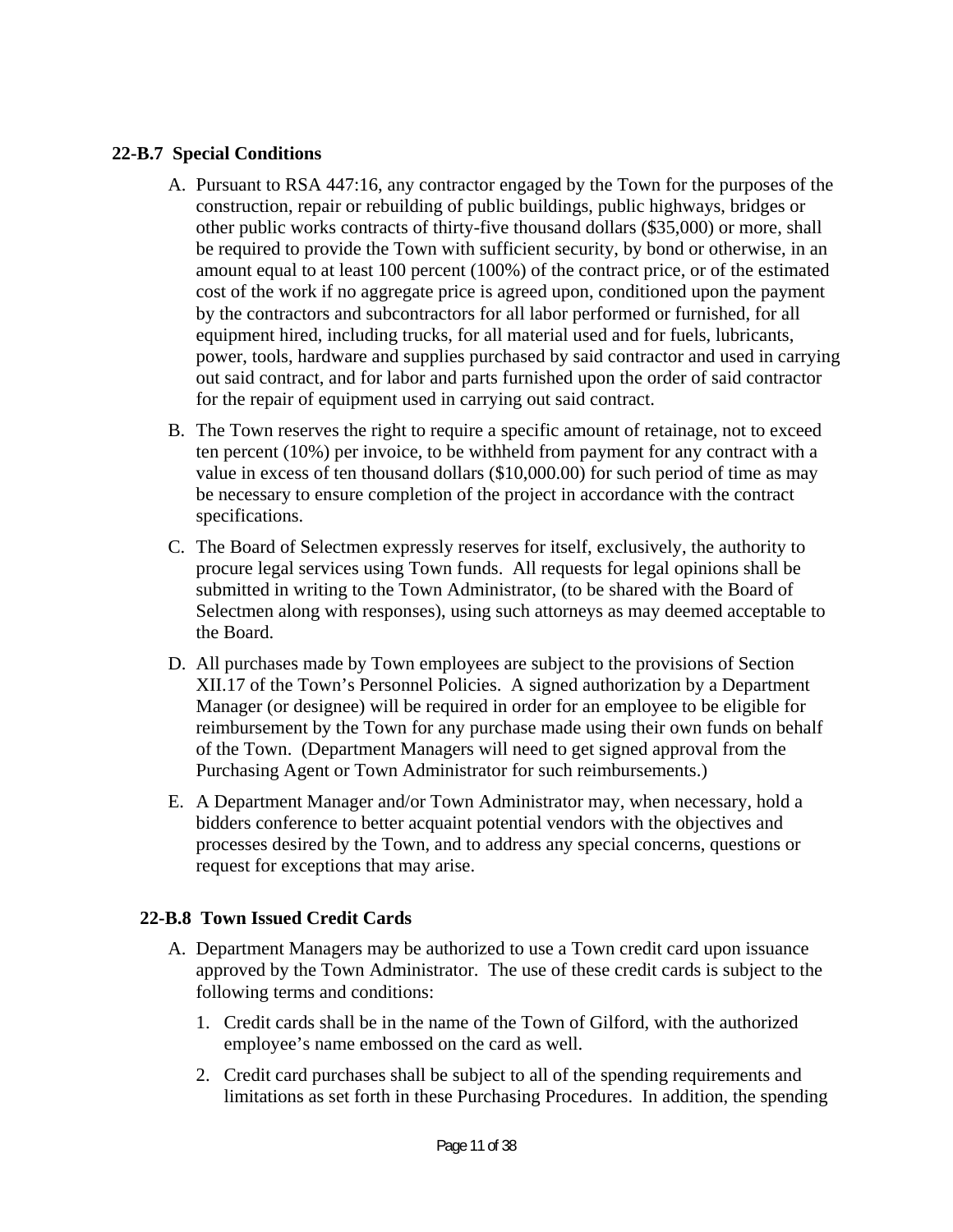### 22-B.7 Special Conditions

A. Pursuant to RSA 447:16, any contractor engaged by the Town for the purposes of the construction, repair or rebuilding of public buildings, public highways, bridges or other public works contracts of thirty-five thousand dollars ($35,000) or more, shall be required to provide the Town with sufficient security, by bond or otherwise, in an amount equal to at least 100 percent (100%) of the contract price, or of the estimated cost of the work if no aggregate price is agreed upon, conditioned upon the payment by the contractors and subcontractors for all labor performed or furnished, for all equipment hired, including trucks, for all material used and for fuels, lubricants, power, tools, hardware and supplies purchased by said contractor and used in carrying out said contract, and for labor and parts furnished upon the order of said contractor for the repair of equipment used in carrying out said contract.

B. The Town reserves the right to require a specific amount of retainage, not to exceed ten percent (10%) per invoice, to be withheld from payment for any contract with a value in excess of ten thousand dollars ($10,000.00) for such period of time as may be necessary to ensure completion of the project in accordance with the contract specifications.

C. The Board of Selectmen expressly reserves for itself, exclusively, the authority to procure legal services using Town funds. All requests for legal opinions shall be submitted in writing to the Town Administrator, (to be shared with the Board of Selectmen along with responses), using such attorneys as may deemed acceptable to the Board.

D. All purchases made by Town employees are subject to the provisions of Section XII.17 of the Town's Personnel Policies. A signed authorization by a Department Manager (or designee) will be required in order for an employee to be eligible for reimbursement by the Town for any purchase made using their own funds on behalf of the Town. (Department Managers will need to get signed approval from the Purchasing Agent or Town Administrator for such reimbursements.)

E. A Department Manager and/or Town Administrator may, when necessary, hold a bidders conference to better acquaint potential vendors with the objectives and processes desired by the Town, and to address any special concerns, questions or request for exceptions that may arise.

### 22-B.8 Town Issued Credit Cards

A. Department Managers may be authorized to use a Town credit card upon issuance approved by the Town Administrator. The use of these credit cards is subject to the following terms and conditions:

   1. Credit cards shall be in the name of the Town of Gilford, with the authorized employee's name embossed on the card as well.

   2. Credit card purchases shall be subject to all of the spending requirements and limitations as set forth in these Purchasing Procedures. In addition, the spending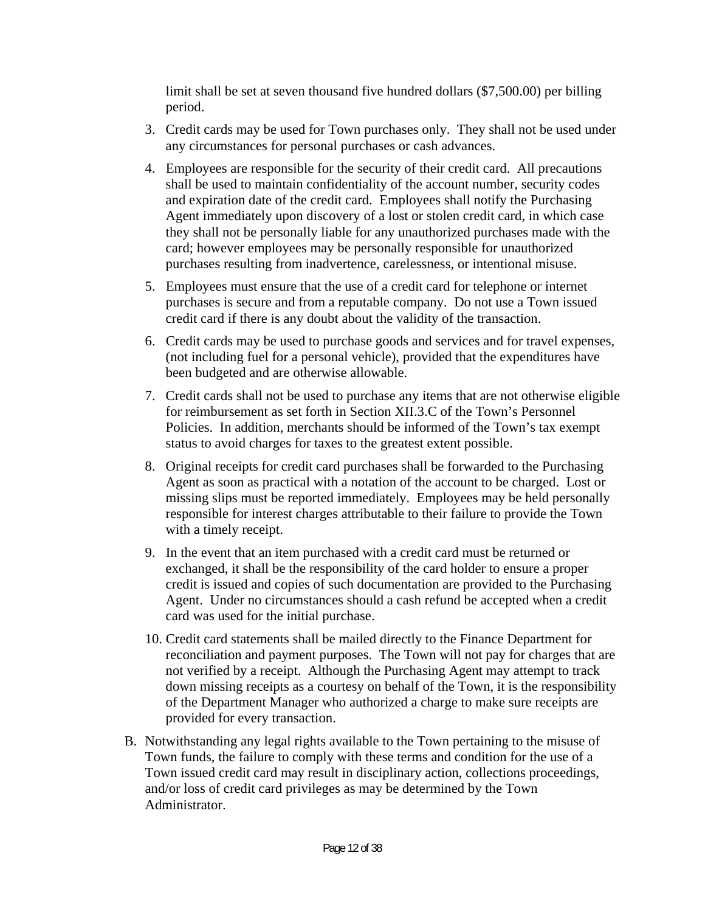limit shall be set at seven thousand five hundred dollars ($7,500.00) per billing period.

3. Credit cards may be used for Town purchases only. They shall not be used under any circumstances for personal purchases or cash advances.
4. Employees are responsible for the security of their credit card. All precautions shall be used to maintain confidentiality of the account number, security codes and expiration date of the credit card. Employees shall notify the Purchasing Agent immediately upon discovery of a lost or stolen credit card, in which case they shall not be personally liable for any unauthorized purchases made with the card; however employees may be personally responsible for unauthorized purchases resulting from inadvertence, carelessness, or intentional misuse.
5. Employees must ensure that the use of a credit card for telephone or internet purchases is secure and from a reputable company. Do not use a Town issued credit card if there is any doubt about the validity of the transaction.
6. Credit cards may be used to purchase goods and services and for travel expenses, (not including fuel for a personal vehicle), provided that the expenditures have been budgeted and are otherwise allowable.
7. Credit cards shall not be used to purchase any items that are not otherwise eligible for reimbursement as set forth in Section XII.3.C of the Town's Personnel Policies. In addition, merchants should be informed of the Town's tax exempt status to avoid charges for taxes to the greatest extent possible.
8. Original receipts for credit card purchases shall be forwarded to the Purchasing Agent as soon as practical with a notation of the account to be charged. Lost or missing slips must be reported immediately. Employees may be held personally responsible for interest charges attributable to their failure to provide the Town with a timely receipt.
9. In the event that an item purchased with a credit card must be returned or exchanged, it shall be the responsibility of the card holder to ensure a proper credit is issued and copies of such documentation are provided to the Purchasing Agent. Under no circumstances should a cash refund be accepted when a credit card was used for the initial purchase.
10. Credit card statements shall be mailed directly to the Finance Department for reconciliation and payment purposes. The Town will not pay for charges that are not verified by a receipt. Although the Purchasing Agent may attempt to track down missing receipts as a courtesy on behalf of the Town, it is the responsibility of the Department Manager who authorized a charge to make sure receipts are provided for every transaction.

B. Notwithstanding any legal rights available to the Town pertaining to the misuse of Town funds, the failure to comply with these terms and condition for the use of a Town issued credit card may result in disciplinary action, collections proceedings, and/or loss of credit card privileges as may be determined by the Town Administrator.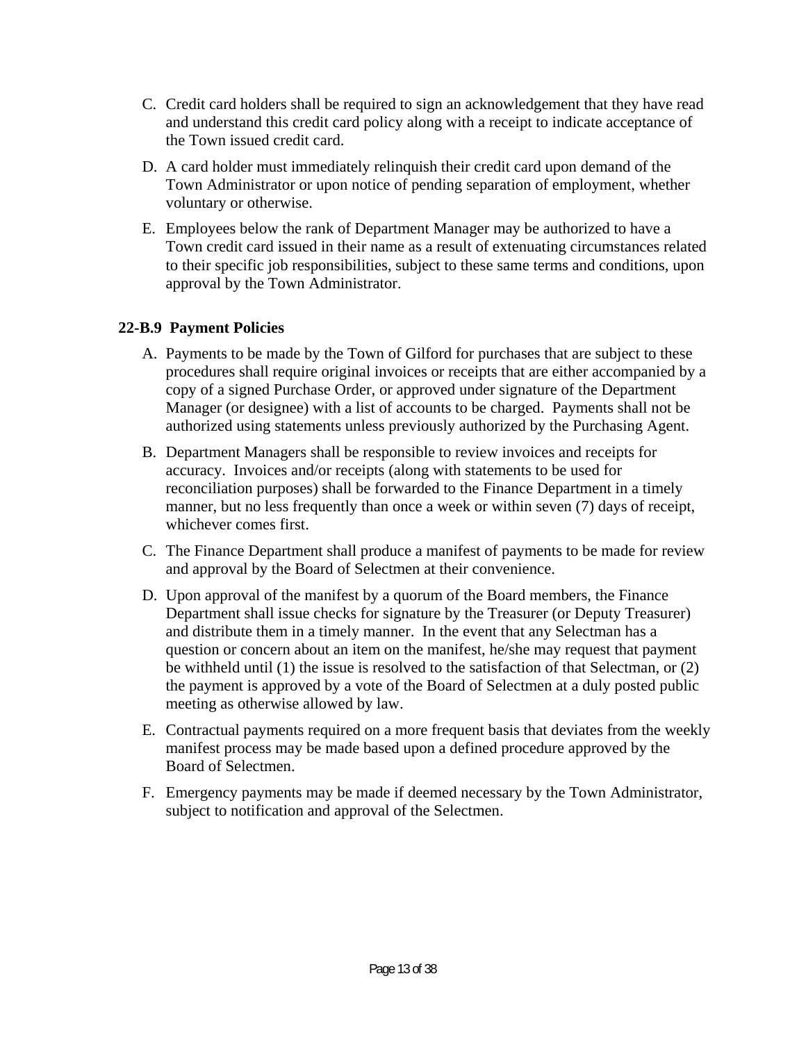C. Credit card holders shall be required to sign an acknowledgement that they have read and understand this credit card policy along with a receipt to indicate acceptance of the Town issued credit card.

D. A card holder must immediately relinquish their credit card upon demand of the Town Administrator or upon notice of pending separation of employment, whether voluntary or otherwise.

E. Employees below the rank of Department Manager may be authorized to have a Town credit card issued in their name as a result of extenuating circumstances related to their specific job responsibilities, subject to these same terms and conditions, upon approval by the Town Administrator.

### 22-B.9 Payment Policies

A. Payments to be made by the Town of Gilford for purchases that are subject to these procedures shall require original invoices or receipts that are either accompanied by a copy of a signed Purchase Order, or approved under signature of the Department Manager (or designee) with a list of accounts to be charged. Payments shall not be authorized using statements unless previously authorized by the Purchasing Agent.

B. Department Managers shall be responsible to review invoices and receipts for accuracy. Invoices and/or receipts (along with statements to be used for reconciliation purposes) shall be forwarded to the Finance Department in a timely manner, but no less frequently than once a week or within seven (7) days of receipt, whichever comes first.

C. The Finance Department shall produce a manifest of payments to be made for review and approval by the Board of Selectmen at their convenience.

D. Upon approval of the manifest by a quorum of the Board members, the Finance Department shall issue checks for signature by the Treasurer (or Deputy Treasurer) and distribute them in a timely manner. In the event that any Selectman has a question or concern about an item on the manifest, he/she may request that payment be withheld until (1) the issue is resolved to the satisfaction of that Selectman, or (2) the payment is approved by a vote of the Board of Selectmen at a duly posted public meeting as otherwise allowed by law.

E. Contractual payments required on a more frequent basis that deviates from the weekly manifest process may be made based upon a defined procedure approved by the Board of Selectmen.

F. Emergency payments may be made if deemed necessary by the Town Administrator, subject to notification and approval of the Selectmen.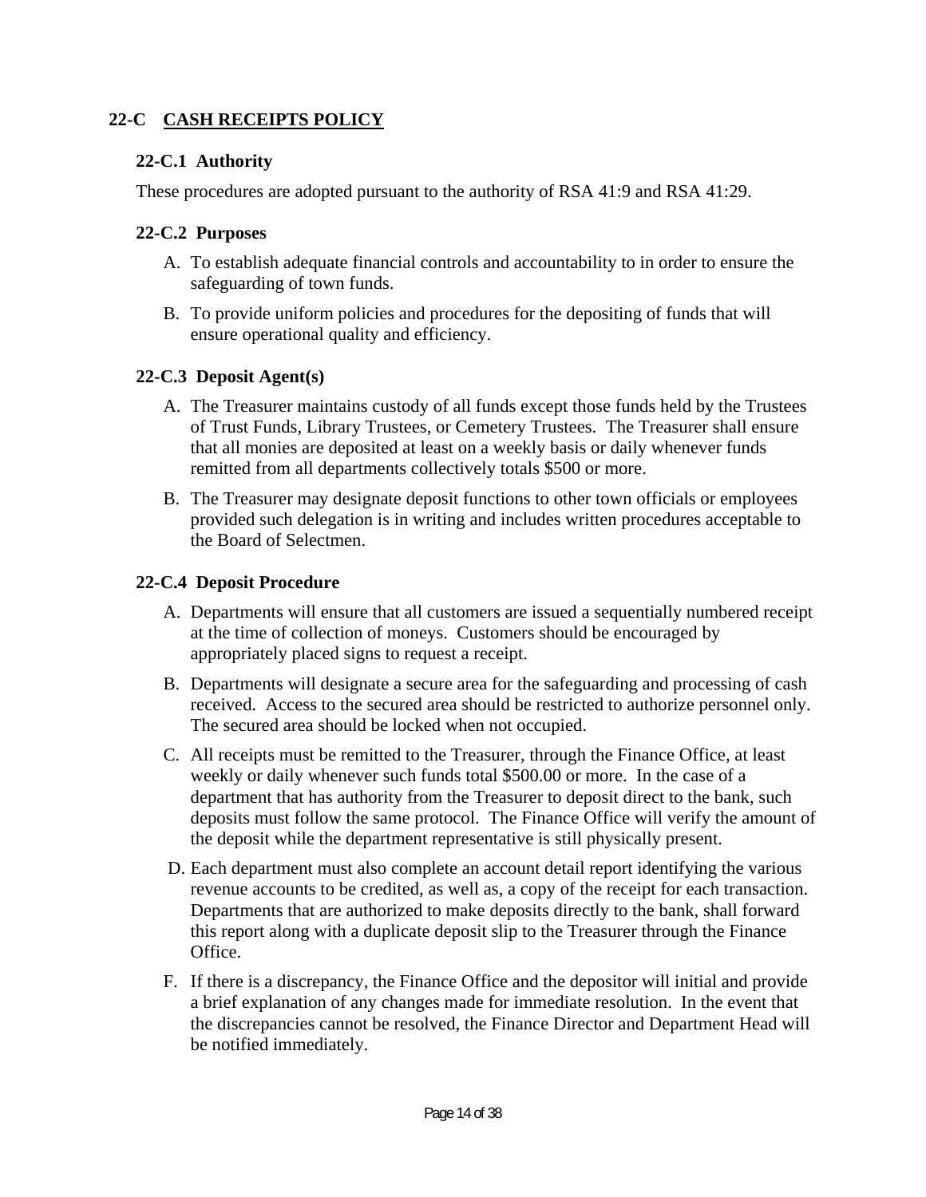## 22-C CASH RECEIPTS POLICY

### 22-C.1 Authority

These procedures are adopted pursuant to the authority of RSA 41:9 and RSA 41:29.

### 22-C.2 Purposes

A. To establish adequate financial controls and accountability to in order to ensure the safeguarding of town funds.

B. To provide uniform policies and procedures for the depositing of funds that will ensure operational quality and efficiency.

### 22-C.3 Deposit Agent(s)

A. The Treasurer maintains custody of all funds except those funds held by the Trustees of Trust Funds, Library Trustees, or Cemetery Trustees. The Treasurer shall ensure that all monies are deposited at least on a weekly basis or daily whenever funds remitted from all departments collectively totals $500 or more.

B. The Treasurer may designate deposit functions to other town officials or employees provided such delegation is in writing and includes written procedures acceptable to the Board of Selectmen.

### 22-C.4 Deposit Procedure

A. Departments will ensure that all customers are issued a sequentially numbered receipt at the time of collection of moneys. Customers should be encouraged by appropriately placed signs to request a receipt.

B. Departments will designate a secure area for the safeguarding and processing of cash received. Access to the secured area should be restricted to authorize personnel only. The secured area should be locked when not occupied.

C. All receipts must be remitted to the Treasurer, through the Finance Office, at least weekly or daily whenever such funds total $500.00 or more. In the case of a department that has authority from the Treasurer to deposit direct to the bank, such deposits must follow the same protocol. The Finance Office will verify the amount of the deposit while the department representative is still physically present.

D. Each department must also complete an account detail report identifying the various revenue accounts to be credited, as well as, a copy of the receipt for each transaction. Departments that are authorized to make deposits directly to the bank, shall forward this report along with a duplicate deposit slip to the Treasurer through the Finance Office.

F. If there is a discrepancy, the Finance Office and the depositor will initial and provide a brief explanation of any changes made for immediate resolution. In the event that the discrepancies cannot be resolved, the Finance Director and Department Head will be notified immediately.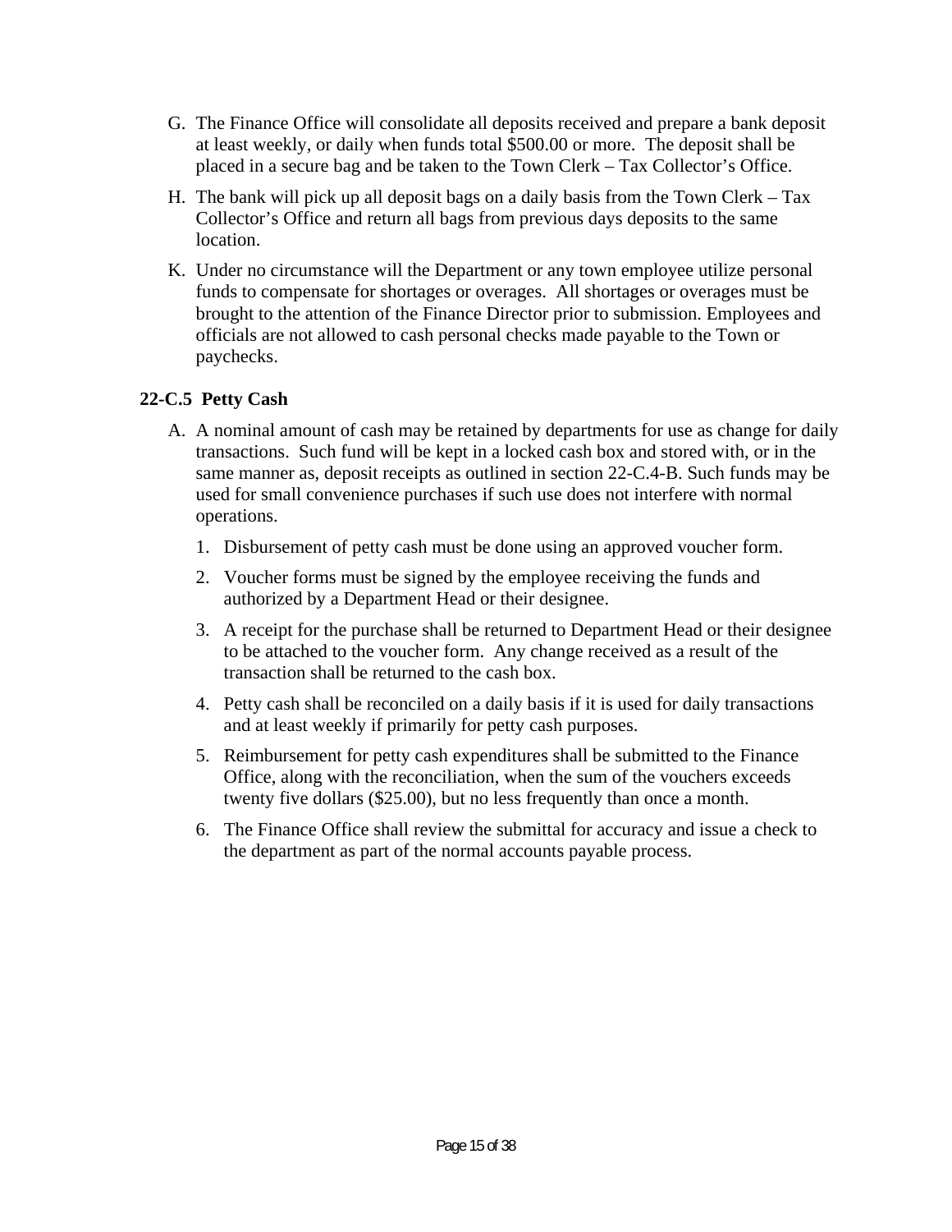G. The Finance Office will consolidate all deposits received and prepare a bank deposit at least weekly, or daily when funds total $500.00 or more. The deposit shall be placed in a secure bag and be taken to the Town Clerk – Tax Collector's Office.

H. The bank will pick up all deposit bags on a daily basis from the Town Clerk – Tax Collector's Office and return all bags from previous days deposits to the same location.

K. Under no circumstance will the Department or any town employee utilize personal funds to compensate for shortages or overages. All shortages or overages must be brought to the attention of the Finance Director prior to submission. Employees and officials are not allowed to cash personal checks made payable to the Town or paychecks.

### 22-C.5 Petty Cash

A. A nominal amount of cash may be retained by departments for use as change for daily transactions. Such fund will be kept in a locked cash box and stored with, or in the same manner as, deposit receipts as outlined in section 22-C.4-B. Such funds may be used for small convenience purchases if such use does not interfere with normal operations.

   1. Disbursement of petty cash must be done using an approved voucher form.
   2. Voucher forms must be signed by the employee receiving the funds and authorized by a Department Head or their designee.
   3. A receipt for the purchase shall be returned to Department Head or their designee to be attached to the voucher form. Any change received as a result of the transaction shall be returned to the cash box.
   4. Petty cash shall be reconciled on a daily basis if it is used for daily transactions and at least weekly if primarily for petty cash purposes.
   5. Reimbursement for petty cash expenditures shall be submitted to the Finance Office, along with the reconciliation, when the sum of the vouchers exceeds twenty five dollars ($25.00), but no less frequently than once a month.
   6. The Finance Office shall review the submittal for accuracy and issue a check to the department as part of the normal accounts payable process.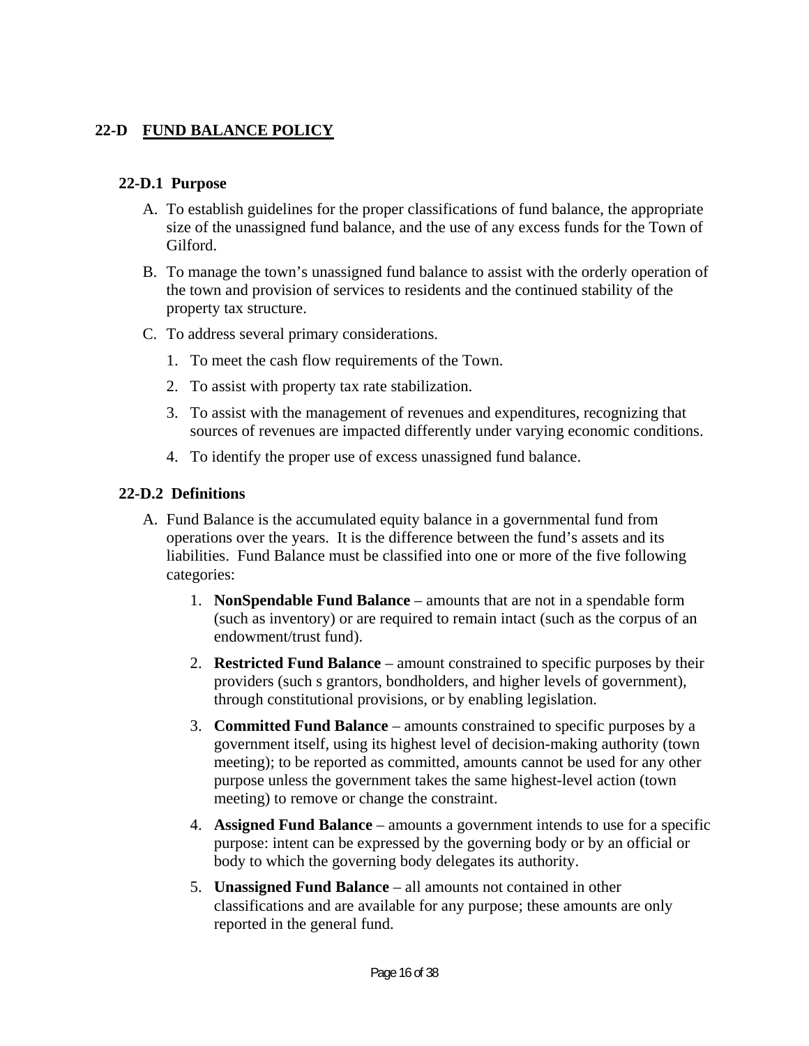## 22-D FUND BALANCE POLICY

### 22-D.1 Purpose

A. To establish guidelines for the proper classifications of fund balance, the appropriate size of the unassigned fund balance, and the use of any excess funds for the Town of Gilford.

B. To manage the town's unassigned fund balance to assist with the orderly operation of the town and provision of services to residents and the continued stability of the property tax structure.

C. To address several primary considerations.

   1. To meet the cash flow requirements of the Town.
   2. To assist with property tax rate stabilization.
   3. To assist with the management of revenues and expenditures, recognizing that sources of revenues are impacted differently under varying economic conditions.
   4. To identify the proper use of excess unassigned fund balance.

### 22-D.2 Definitions

A. Fund Balance is the accumulated equity balance in a governmental fund from operations over the years. It is the difference between the fund's assets and its liabilities. Fund Balance must be classified into one or more of the five following categories:

   1. **NonSpendable Fund Balance** – amounts that are not in a spendable form (such as inventory) or are required to remain intact (such as the corpus of an endowment/trust fund).
   2. **Restricted Fund Balance** – amount constrained to specific purposes by their providers (such s grantors, bondholders, and higher levels of government), through constitutional provisions, or by enabling legislation.
   3. **Committed Fund Balance** – amounts constrained to specific purposes by a government itself, using its highest level of decision-making authority (town meeting); to be reported as committed, amounts cannot be used for any other purpose unless the government takes the same highest-level action (town meeting) to remove or change the constraint.
   4. **Assigned Fund Balance** – amounts a government intends to use for a specific purpose: intent can be expressed by the governing body or by an official or body to which the governing body delegates its authority.
   5. **Unassigned Fund Balance** – all amounts not contained in other classifications and are available for any purpose; these amounts are only reported in the general fund.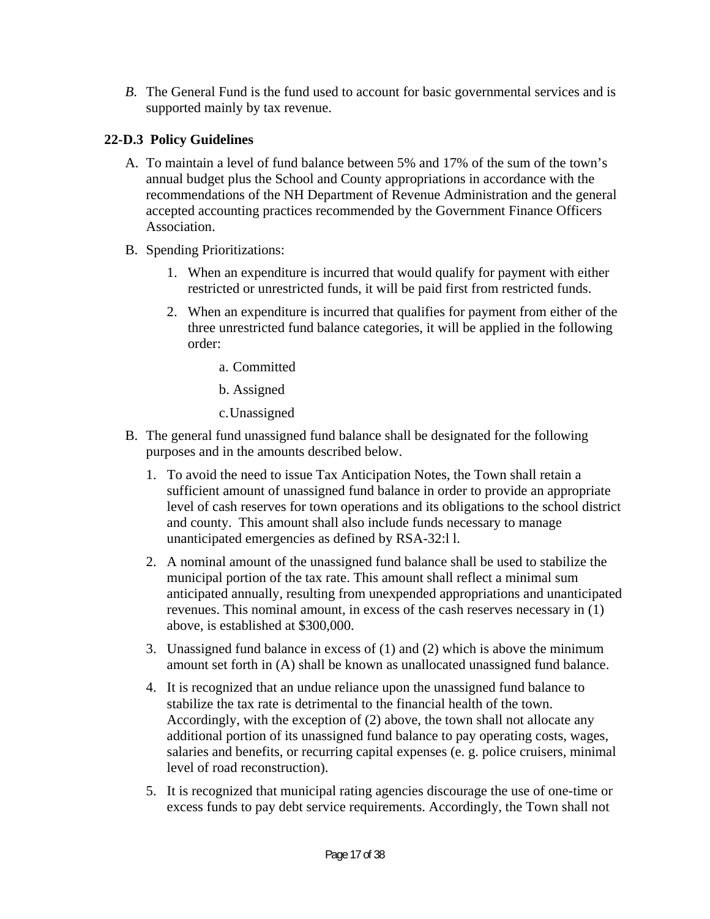*B.* The General Fund is the fund used to account for basic governmental services and is supported mainly by tax revenue.

### 22-D.3 Policy Guidelines

A. To maintain a level of fund balance between 5% and 17% of the sum of the town's annual budget plus the School and County appropriations in accordance with the recommendations of the NH Department of Revenue Administration and the general accepted accounting practices recommended by the Government Finance Officers Association.

B. Spending Prioritizations:

   1. When an expenditure is incurred that would qualify for payment with either restricted or unrestricted funds, it will be paid first from restricted funds.

   2. When an expenditure is incurred that qualifies for payment from either of the three unrestricted fund balance categories, it will be applied in the following order:

      a. Committed

      b. Assigned

      c. Unassigned

B. The general fund unassigned fund balance shall be designated for the following purposes and in the amounts described below.

   1. To avoid the need to issue Tax Anticipation Notes, the Town shall retain a sufficient amount of unassigned fund balance in order to provide an appropriate level of cash reserves for town operations and its obligations to the school district and county. This amount shall also include funds necessary to manage unanticipated emergencies as defined by RSA-32:l l.

   2. A nominal amount of the unassigned fund balance shall be used to stabilize the municipal portion of the tax rate. This amount shall reflect a minimal sum anticipated annually, resulting from unexpended appropriations and unanticipated revenues. This nominal amount, in excess of the cash reserves necessary in (1) above, is established at $300,000.

   3. Unassigned fund balance in excess of (1) and (2) which is above the minimum amount set forth in (A) shall be known as unallocated unassigned fund balance.

   4. It is recognized that an undue reliance upon the unassigned fund balance to stabilize the tax rate is detrimental to the financial health of the town. Accordingly, with the exception of (2) above, the town shall not allocate any additional portion of its unassigned fund balance to pay operating costs, wages, salaries and benefits, or recurring capital expenses (e. g. police cruisers, minimal level of road reconstruction).

   5. It is recognized that municipal rating agencies discourage the use of one-time or excess funds to pay debt service requirements. Accordingly, the Town shall not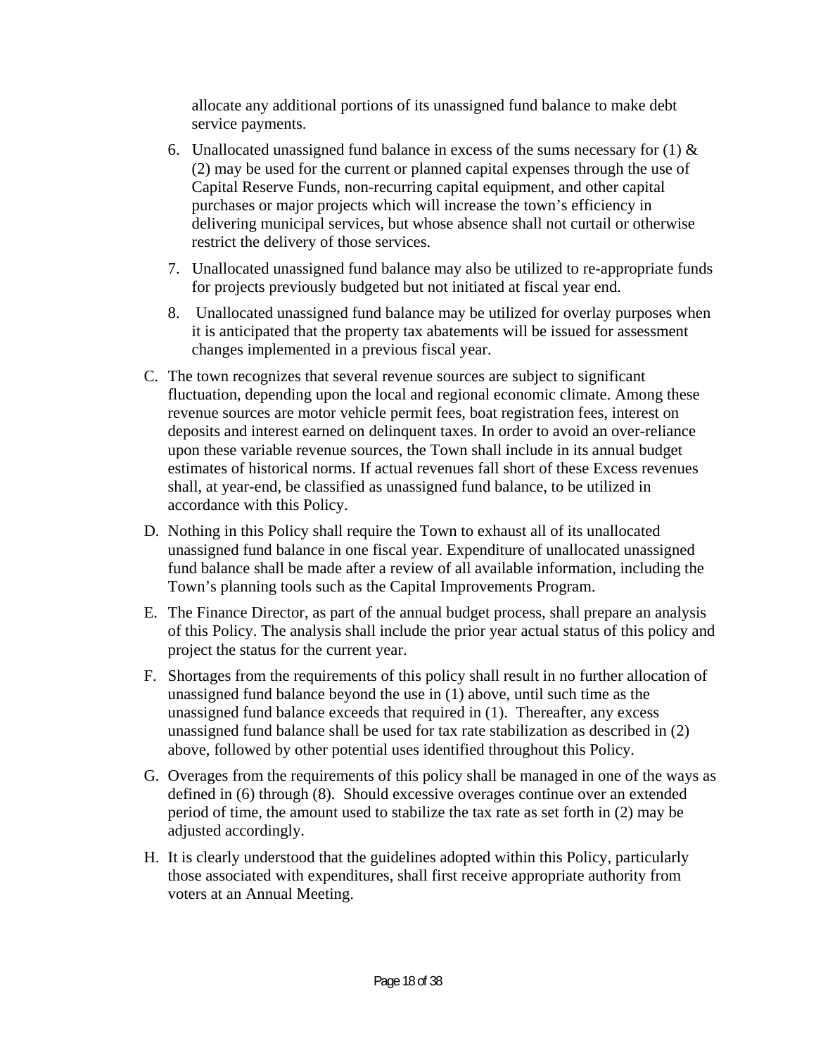allocate any additional portions of its unassigned fund balance to make debt service payments.

6. Unallocated unassigned fund balance in excess of the sums necessary for (1) & (2) may be used for the current or planned capital expenses through the use of Capital Reserve Funds, non-recurring capital equipment, and other capital purchases or major projects which will increase the town's efficiency in delivering municipal services, but whose absence shall not curtail or otherwise restrict the delivery of those services.
7. Unallocated unassigned fund balance may also be utilized to re-appropriate funds for projects previously budgeted but not initiated at fiscal year end.
8. Unallocated unassigned fund balance may be utilized for overlay purposes when it is anticipated that the property tax abatements will be issued for assessment changes implemented in a previous fiscal year.

C. The town recognizes that several revenue sources are subject to significant fluctuation, depending upon the local and regional economic climate. Among these revenue sources are motor vehicle permit fees, boat registration fees, interest on deposits and interest earned on delinquent taxes. In order to avoid an over-reliance upon these variable revenue sources, the Town shall include in its annual budget estimates of historical norms. If actual revenues fall short of these Excess revenues shall, at year-end, be classified as unassigned fund balance, to be utilized in accordance with this Policy.

D. Nothing in this Policy shall require the Town to exhaust all of its unallocated unassigned fund balance in one fiscal year. Expenditure of unallocated unassigned fund balance shall be made after a review of all available information, including the Town's planning tools such as the Capital Improvements Program.

E. The Finance Director, as part of the annual budget process, shall prepare an analysis of this Policy. The analysis shall include the prior year actual status of this policy and project the status for the current year.

F. Shortages from the requirements of this policy shall result in no further allocation of unassigned fund balance beyond the use in (1) above, until such time as the unassigned fund balance exceeds that required in (1). Thereafter, any excess unassigned fund balance shall be used for tax rate stabilization as described in (2) above, followed by other potential uses identified throughout this Policy.

G. Overages from the requirements of this policy shall be managed in one of the ways as defined in (6) through (8). Should excessive overages continue over an extended period of time, the amount used to stabilize the tax rate as set forth in (2) may be adjusted accordingly.

H. It is clearly understood that the guidelines adopted within this Policy, particularly those associated with expenditures, shall first receive appropriate authority from voters at an Annual Meeting.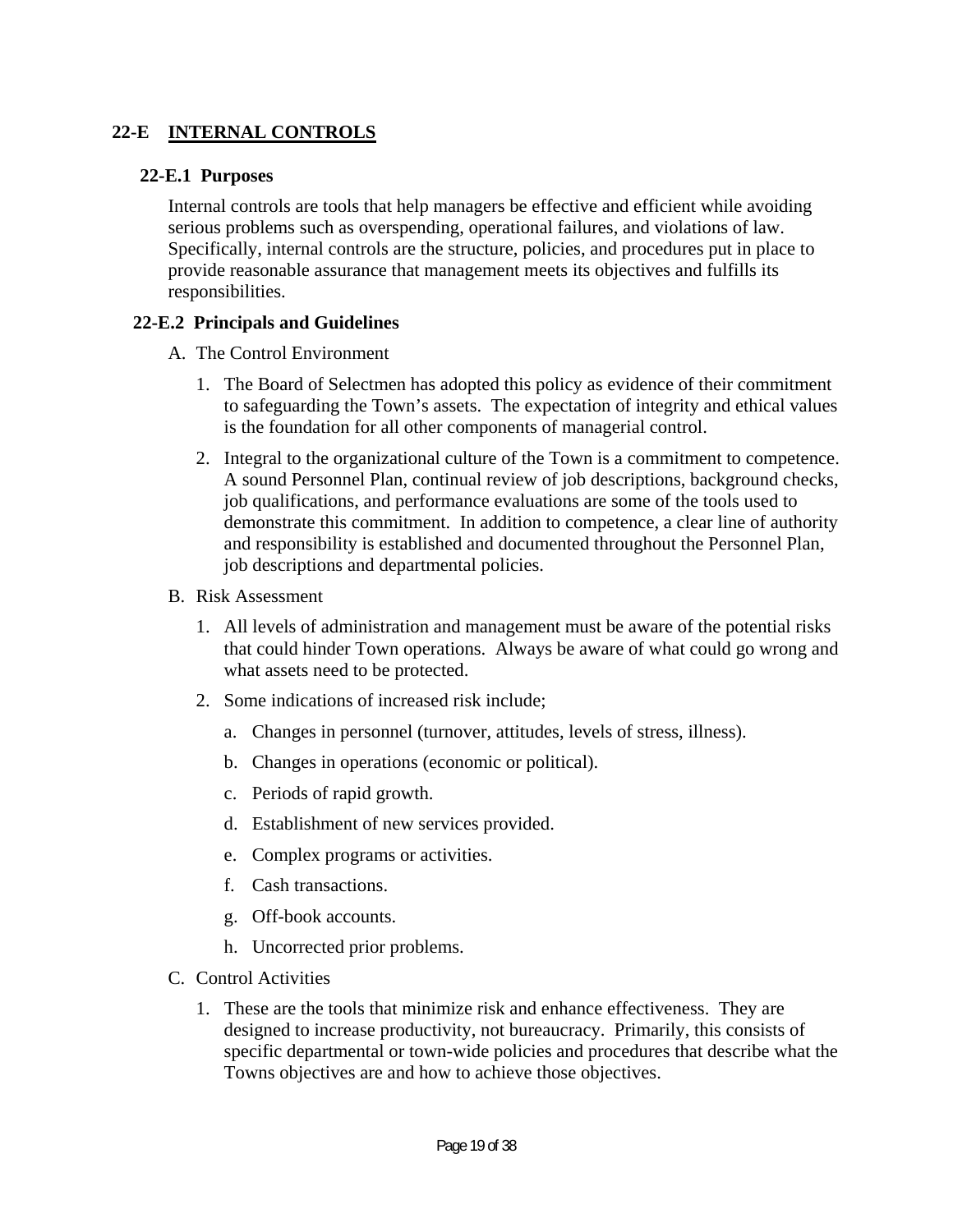## 22-E INTERNAL CONTROLS

### 22-E.1 Purposes

Internal controls are tools that help managers be effective and efficient while avoiding serious problems such as overspending, operational failures, and violations of law. Specifically, internal controls are the structure, policies, and procedures put in place to provide reasonable assurance that management meets its objectives and fulfills its responsibilities.

### 22-E.2 Principals and Guidelines

A. The Control Environment

1. The Board of Selectmen has adopted this policy as evidence of their commitment to safeguarding the Town's assets. The expectation of integrity and ethical values is the foundation for all other components of managerial control.

2. Integral to the organizational culture of the Town is a commitment to competence. A sound Personnel Plan, continual review of job descriptions, background checks, job qualifications, and performance evaluations are some of the tools used to demonstrate this commitment. In addition to competence, a clear line of authority and responsibility is established and documented throughout the Personnel Plan, job descriptions and departmental policies.

B. Risk Assessment

1. All levels of administration and management must be aware of the potential risks that could hinder Town operations. Always be aware of what could go wrong and what assets need to be protected.

2. Some indications of increased risk include;

   a. Changes in personnel (turnover, attitudes, levels of stress, illness).

   b. Changes in operations (economic or political).

   c. Periods of rapid growth.

   d. Establishment of new services provided.

   e. Complex programs or activities.

   f. Cash transactions.

   g. Off-book accounts.

   h. Uncorrected prior problems.

C. Control Activities

1. These are the tools that minimize risk and enhance effectiveness. They are designed to increase productivity, not bureaucracy. Primarily, this consists of specific departmental or town-wide policies and procedures that describe what the Towns objectives are and how to achieve those objectives.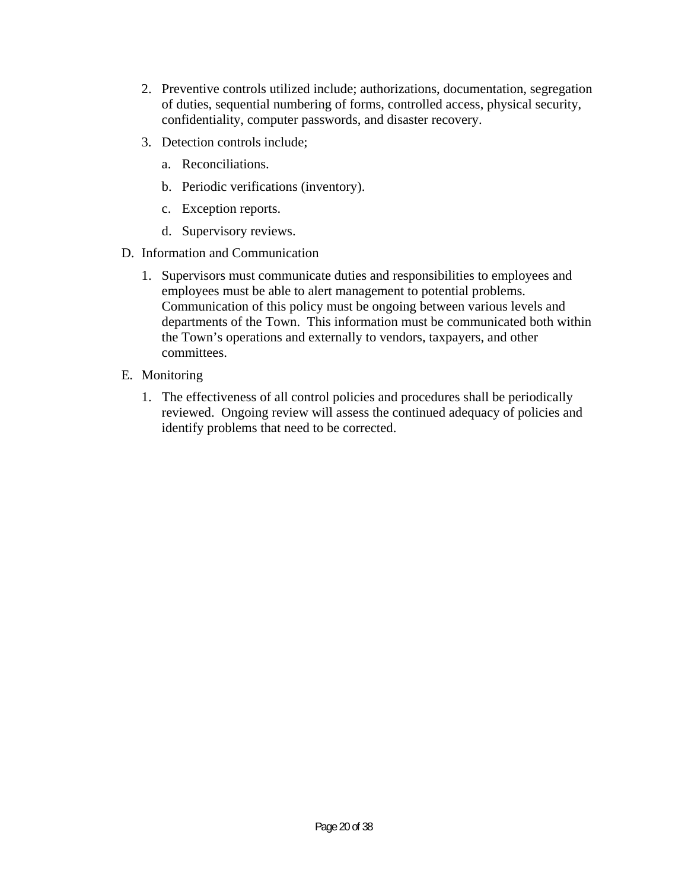2. Preventive controls utilized include; authorizations, documentation, segregation of duties, sequential numbering of forms, controlled access, physical security, confidentiality, computer passwords, and disaster recovery.

3. Detection controls include;

   a. Reconciliations.

   b. Periodic verifications (inventory).

   c. Exception reports.

   d. Supervisory reviews.

D. Information and Communication

   1. Supervisors must communicate duties and responsibilities to employees and employees must be able to alert management to potential problems. Communication of this policy must be ongoing between various levels and departments of the Town. This information must be communicated both within the Town's operations and externally to vendors, taxpayers, and other committees.

E. Monitoring

   1. The effectiveness of all control policies and procedures shall be periodically reviewed. Ongoing review will assess the continued adequacy of policies and identify problems that need to be corrected.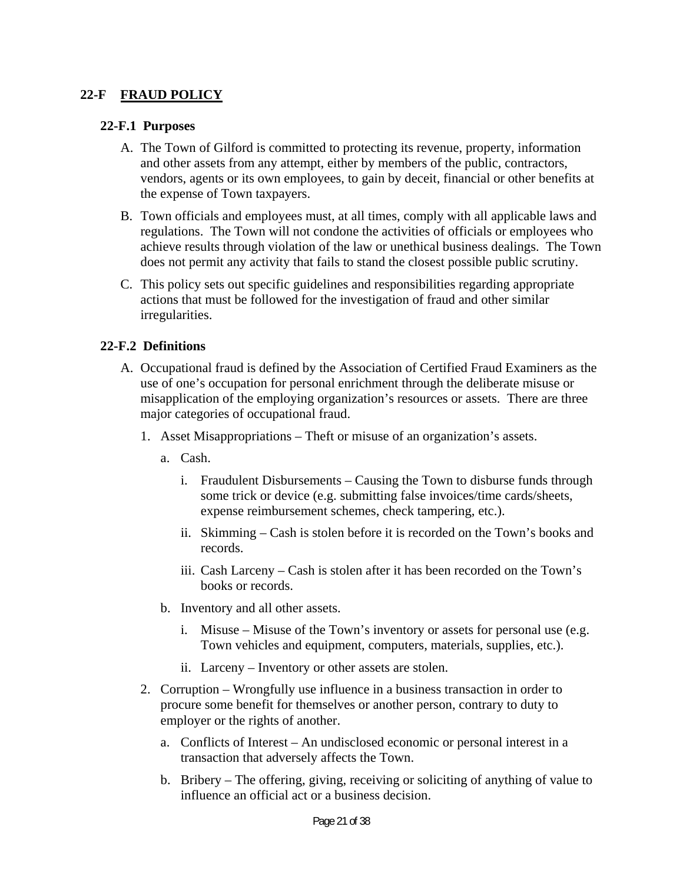## 22-F FRAUD POLICY

### 22-F.1 Purposes

A. The Town of Gilford is committed to protecting its revenue, property, information and other assets from any attempt, either by members of the public, contractors, vendors, agents or its own employees, to gain by deceit, financial or other benefits at the expense of Town taxpayers.

B. Town officials and employees must, at all times, comply with all applicable laws and regulations. The Town will not condone the activities of officials or employees who achieve results through violation of the law or unethical business dealings. The Town does not permit any activity that fails to stand the closest possible public scrutiny.

C. This policy sets out specific guidelines and responsibilities regarding appropriate actions that must be followed for the investigation of fraud and other similar irregularities.

### 22-F.2 Definitions

A. Occupational fraud is defined by the Association of Certified Fraud Examiners as the use of one's occupation for personal enrichment through the deliberate misuse or misapplication of the employing organization's resources or assets. There are three major categories of occupational fraud.

   1. Asset Misappropriations – Theft or misuse of an organization's assets.

      a. Cash.

         i. Fraudulent Disbursements – Causing the Town to disburse funds through some trick or device (e.g. submitting false invoices/time cards/sheets, expense reimbursement schemes, check tampering, etc.).

         ii. Skimming – Cash is stolen before it is recorded on the Town's books and records.

         iii. Cash Larceny – Cash is stolen after it has been recorded on the Town's books or records.

      b. Inventory and all other assets.

         i. Misuse – Misuse of the Town's inventory or assets for personal use (e.g. Town vehicles and equipment, computers, materials, supplies, etc.).

         ii. Larceny – Inventory or other assets are stolen.

   2. Corruption – Wrongfully use influence in a business transaction in order to procure some benefit for themselves or another person, contrary to duty to employer or the rights of another.

      a. Conflicts of Interest – An undisclosed economic or personal interest in a transaction that adversely affects the Town.

      b. Bribery – The offering, giving, receiving or soliciting of anything of value to influence an official act or a business decision.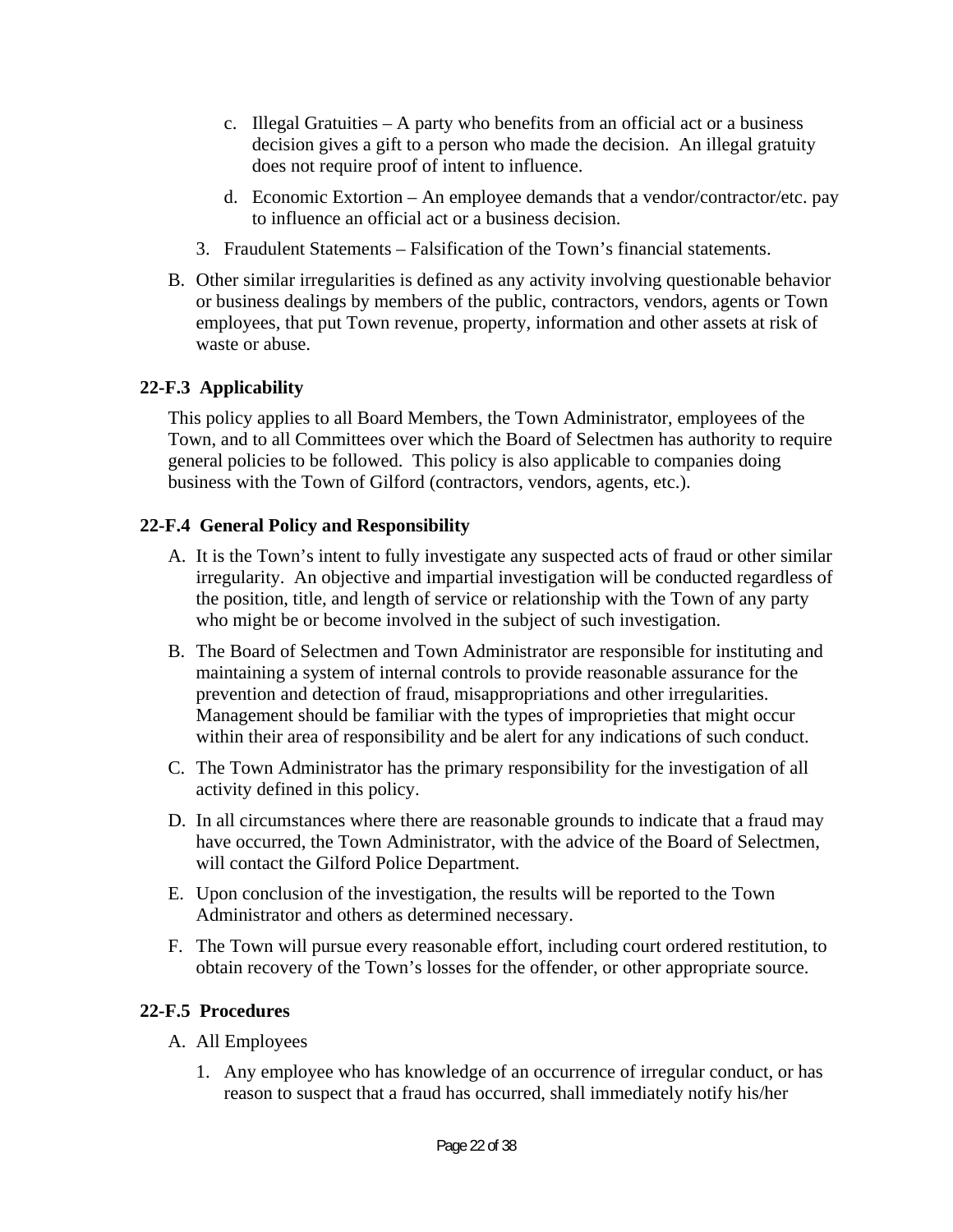c. Illegal Gratuities – A party who benefits from an official act or a business decision gives a gift to a person who made the decision. An illegal gratuity does not require proof of intent to influence.

d. Economic Extortion – An employee demands that a vendor/contractor/etc. pay to influence an official act or a business decision.

3. Fraudulent Statements – Falsification of the Town's financial statements.

B. Other similar irregularities is defined as any activity involving questionable behavior or business dealings by members of the public, contractors, vendors, agents or Town employees, that put Town revenue, property, information and other assets at risk of waste or abuse.

### 22-F.3 Applicability

This policy applies to all Board Members, the Town Administrator, employees of the Town, and to all Committees over which the Board of Selectmen has authority to require general policies to be followed. This policy is also applicable to companies doing business with the Town of Gilford (contractors, vendors, agents, etc.).

### 22-F.4 General Policy and Responsibility

A. It is the Town's intent to fully investigate any suspected acts of fraud or other similar irregularity. An objective and impartial investigation will be conducted regardless of the position, title, and length of service or relationship with the Town of any party who might be or become involved in the subject of such investigation.

B. The Board of Selectmen and Town Administrator are responsible for instituting and maintaining a system of internal controls to provide reasonable assurance for the prevention and detection of fraud, misappropriations and other irregularities. Management should be familiar with the types of improprieties that might occur within their area of responsibility and be alert for any indications of such conduct.

C. The Town Administrator has the primary responsibility for the investigation of all activity defined in this policy.

D. In all circumstances where there are reasonable grounds to indicate that a fraud may have occurred, the Town Administrator, with the advice of the Board of Selectmen, will contact the Gilford Police Department.

E. Upon conclusion of the investigation, the results will be reported to the Town Administrator and others as determined necessary.

F. The Town will pursue every reasonable effort, including court ordered restitution, to obtain recovery of the Town's losses for the offender, or other appropriate source.

### 22-F.5 Procedures

A. All Employees

1. Any employee who has knowledge of an occurrence of irregular conduct, or has reason to suspect that a fraud has occurred, shall immediately notify his/her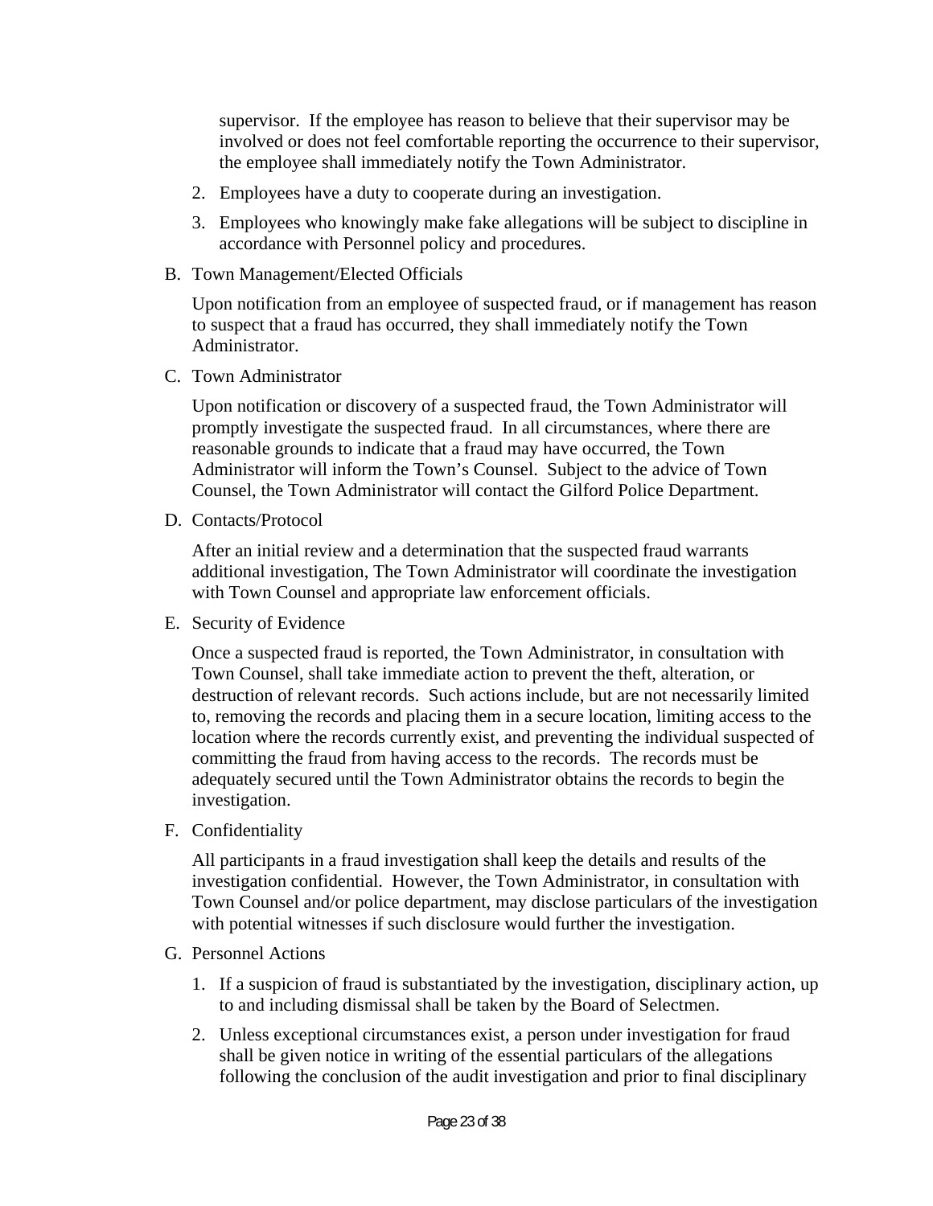supervisor. If the employee has reason to believe that their supervisor may be involved or does not feel comfortable reporting the occurrence to their supervisor, the employee shall immediately notify the Town Administrator.

2. Employees have a duty to cooperate during an investigation.
3. Employees who knowingly make fake allegations will be subject to discipline in accordance with Personnel policy and procedures.

B. Town Management/Elected Officials

   Upon notification from an employee of suspected fraud, or if management has reason to suspect that a fraud has occurred, they shall immediately notify the Town Administrator.

C. Town Administrator

   Upon notification or discovery of a suspected fraud, the Town Administrator will promptly investigate the suspected fraud. In all circumstances, where there are reasonable grounds to indicate that a fraud may have occurred, the Town Administrator will inform the Town's Counsel. Subject to the advice of Town Counsel, the Town Administrator will contact the Gilford Police Department.

D. Contacts/Protocol

   After an initial review and a determination that the suspected fraud warrants additional investigation, The Town Administrator will coordinate the investigation with Town Counsel and appropriate law enforcement officials.

E. Security of Evidence

   Once a suspected fraud is reported, the Town Administrator, in consultation with Town Counsel, shall take immediate action to prevent the theft, alteration, or destruction of relevant records. Such actions include, but are not necessarily limited to, removing the records and placing them in a secure location, limiting access to the location where the records currently exist, and preventing the individual suspected of committing the fraud from having access to the records. The records must be adequately secured until the Town Administrator obtains the records to begin the investigation.

F. Confidentiality

   All participants in a fraud investigation shall keep the details and results of the investigation confidential. However, the Town Administrator, in consultation with Town Counsel and/or police department, may disclose particulars of the investigation with potential witnesses if such disclosure would further the investigation.

G. Personnel Actions

   1. If a suspicion of fraud is substantiated by the investigation, disciplinary action, up to and including dismissal shall be taken by the Board of Selectmen.
   2. Unless exceptional circumstances exist, a person under investigation for fraud shall be given notice in writing of the essential particulars of the allegations following the conclusion of the audit investigation and prior to final disciplinary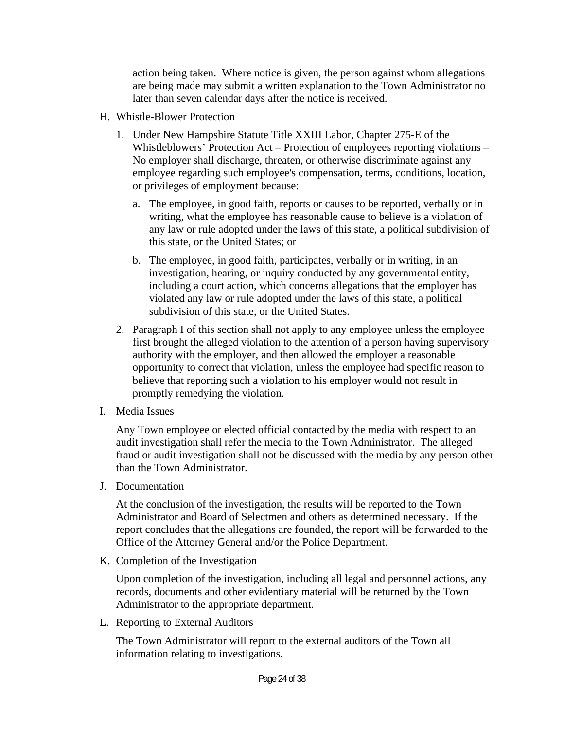action being taken. Where notice is given, the person against whom allegations are being made may submit a written explanation to the Town Administrator no later than seven calendar days after the notice is received.

H. Whistle-Blower Protection

1. Under New Hampshire Statute Title XXIII Labor, Chapter 275-E of the Whistleblowers' Protection Act – Protection of employees reporting violations – No employer shall discharge, threaten, or otherwise discriminate against any employee regarding such employee's compensation, terms, conditions, location, or privileges of employment because:

   a. The employee, in good faith, reports or causes to be reported, verbally or in writing, what the employee has reasonable cause to believe is a violation of any law or rule adopted under the laws of this state, a political subdivision of this state, or the United States; or

   b. The employee, in good faith, participates, verbally or in writing, in an investigation, hearing, or inquiry conducted by any governmental entity, including a court action, which concerns allegations that the employer has violated any law or rule adopted under the laws of this state, a political subdivision of this state, or the United States.

2. Paragraph I of this section shall not apply to any employee unless the employee first brought the alleged violation to the attention of a person having supervisory authority with the employer, and then allowed the employer a reasonable opportunity to correct that violation, unless the employee had specific reason to believe that reporting such a violation to his employer would not result in promptly remedying the violation.

I. Media Issues

Any Town employee or elected official contacted by the media with respect to an audit investigation shall refer the media to the Town Administrator. The alleged fraud or audit investigation shall not be discussed with the media by any person other than the Town Administrator.

J. Documentation

At the conclusion of the investigation, the results will be reported to the Town Administrator and Board of Selectmen and others as determined necessary. If the report concludes that the allegations are founded, the report will be forwarded to the Office of the Attorney General and/or the Police Department.

K. Completion of the Investigation

Upon completion of the investigation, including all legal and personnel actions, any records, documents and other evidentiary material will be returned by the Town Administrator to the appropriate department.

L. Reporting to External Auditors

The Town Administrator will report to the external auditors of the Town all information relating to investigations.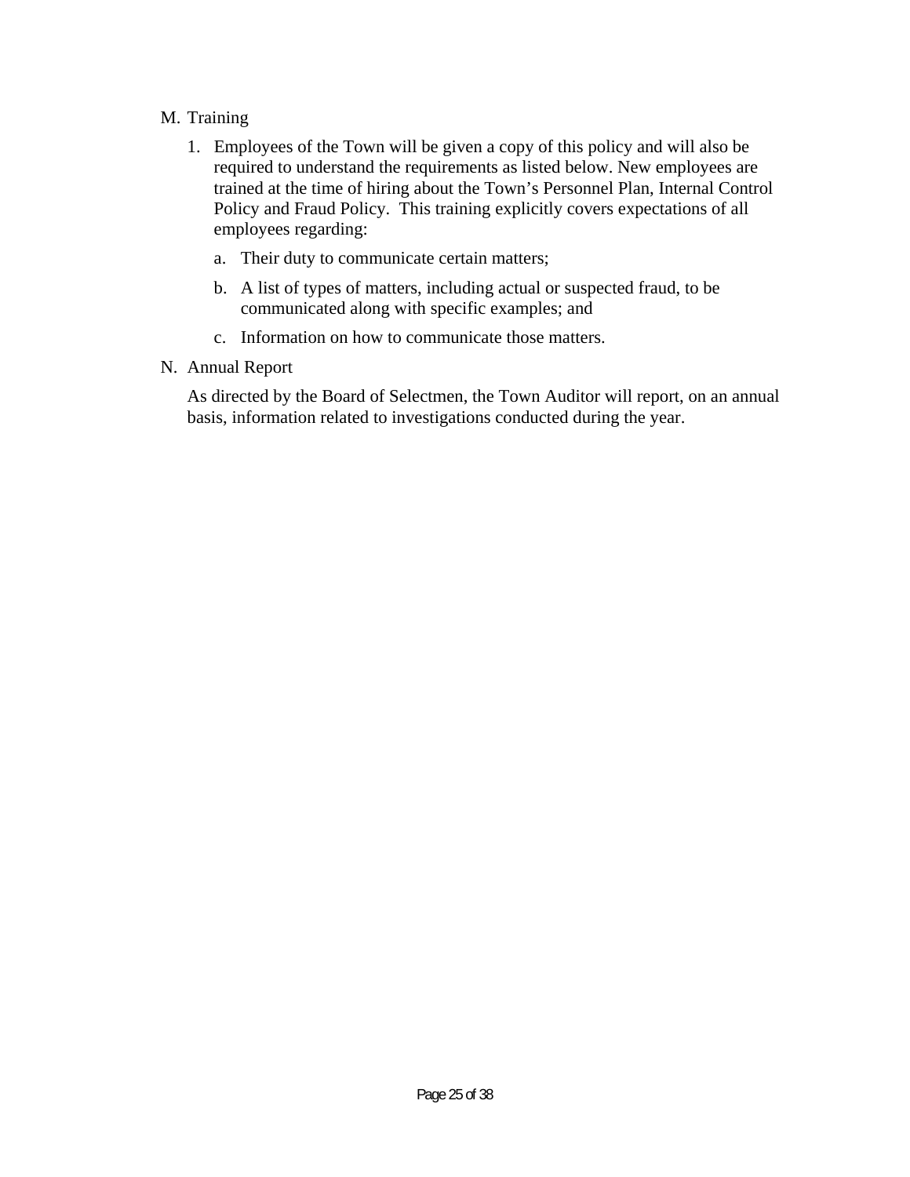M. Training

1. Employees of the Town will be given a copy of this policy and will also be required to understand the requirements as listed below. New employees are trained at the time of hiring about the Town's Personnel Plan, Internal Control Policy and Fraud Policy. This training explicitly covers expectations of all employees regarding:

   a. Their duty to communicate certain matters;

   b. A list of types of matters, including actual or suspected fraud, to be communicated along with specific examples; and

   c. Information on how to communicate those matters.

N. Annual Report

As directed by the Board of Selectmen, the Town Auditor will report, on an annual basis, information related to investigations conducted during the year.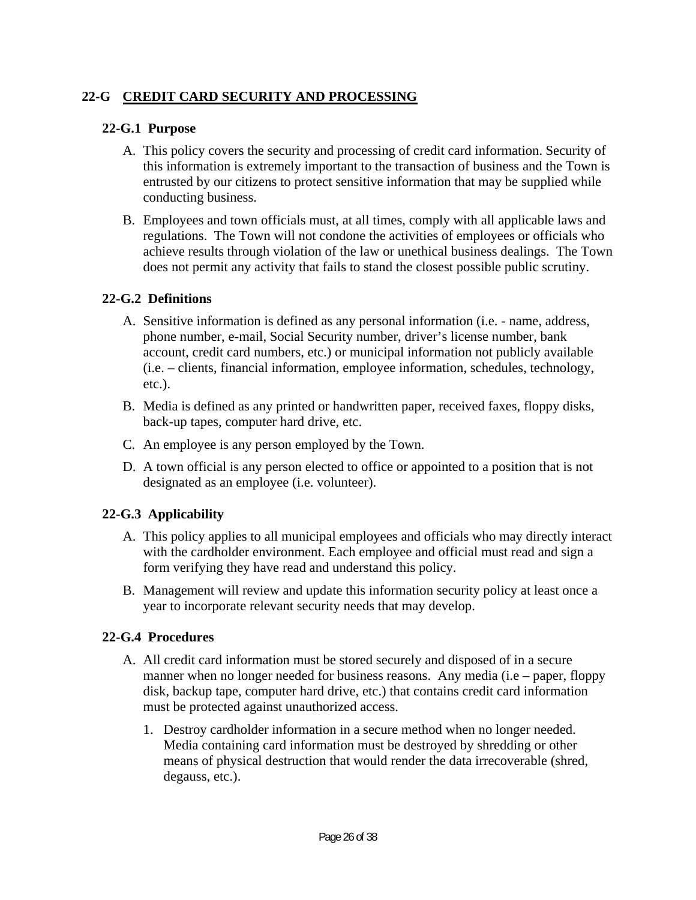## 22-G CREDIT CARD SECURITY AND PROCESSING

### 22-G.1 Purpose

A. This policy covers the security and processing of credit card information. Security of this information is extremely important to the transaction of business and the Town is entrusted by our citizens to protect sensitive information that may be supplied while conducting business.

B. Employees and town officials must, at all times, comply with all applicable laws and regulations. The Town will not condone the activities of employees or officials who achieve results through violation of the law or unethical business dealings. The Town does not permit any activity that fails to stand the closest possible public scrutiny.

### 22-G.2 Definitions

A. Sensitive information is defined as any personal information (i.e. - name, address, phone number, e-mail, Social Security number, driver's license number, bank account, credit card numbers, etc.) or municipal information not publicly available (i.e. – clients, financial information, employee information, schedules, technology, etc.).

B. Media is defined as any printed or handwritten paper, received faxes, floppy disks, back-up tapes, computer hard drive, etc.

C. An employee is any person employed by the Town.

D. A town official is any person elected to office or appointed to a position that is not designated as an employee (i.e. volunteer).

### 22-G.3 Applicability

A. This policy applies to all municipal employees and officials who may directly interact with the cardholder environment. Each employee and official must read and sign a form verifying they have read and understand this policy.

B. Management will review and update this information security policy at least once a year to incorporate relevant security needs that may develop.

### 22-G.4 Procedures

A. All credit card information must be stored securely and disposed of in a secure manner when no longer needed for business reasons. Any media (i.e – paper, floppy disk, backup tape, computer hard drive, etc.) that contains credit card information must be protected against unauthorized access.

   1. Destroy cardholder information in a secure method when no longer needed. Media containing card information must be destroyed by shredding or other means of physical destruction that would render the data irrecoverable (shred, degauss, etc.).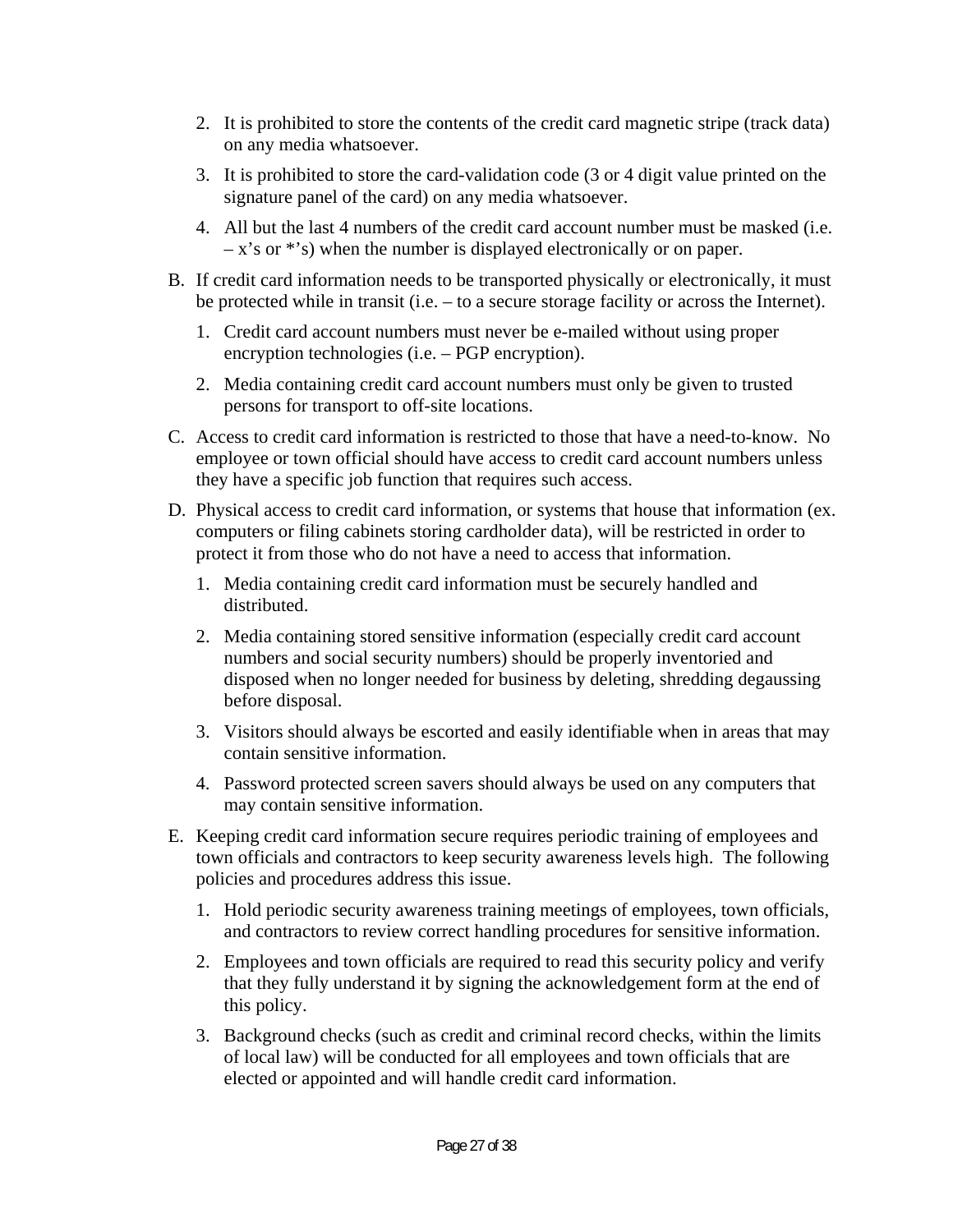2. It is prohibited to store the contents of the credit card magnetic stripe (track data) on any media whatsoever.
3. It is prohibited to store the card-validation code (3 or 4 digit value printed on the signature panel of the card) on any media whatsoever.
4. All but the last 4 numbers of the credit card account number must be masked (i.e. – x's or *'s) when the number is displayed electronically or on paper.

B. If credit card information needs to be transported physically or electronically, it must be protected while in transit (i.e. – to a secure storage facility or across the Internet).

1. Credit card account numbers must never be e-mailed without using proper encryption technologies (i.e. – PGP encryption).
2. Media containing credit card account numbers must only be given to trusted persons for transport to off-site locations.

C. Access to credit card information is restricted to those that have a need-to-know. No employee or town official should have access to credit card account numbers unless they have a specific job function that requires such access.

D. Physical access to credit card information, or systems that house that information (ex. computers or filing cabinets storing cardholder data), will be restricted in order to protect it from those who do not have a need to access that information.

1. Media containing credit card information must be securely handled and distributed.
2. Media containing stored sensitive information (especially credit card account numbers and social security numbers) should be properly inventoried and disposed when no longer needed for business by deleting, shredding degaussing before disposal.
3. Visitors should always be escorted and easily identifiable when in areas that may contain sensitive information.
4. Password protected screen savers should always be used on any computers that may contain sensitive information.

E. Keeping credit card information secure requires periodic training of employees and town officials and contractors to keep security awareness levels high. The following policies and procedures address this issue.

1. Hold periodic security awareness training meetings of employees, town officials, and contractors to review correct handling procedures for sensitive information.
2. Employees and town officials are required to read this security policy and verify that they fully understand it by signing the acknowledgement form at the end of this policy.
3. Background checks (such as credit and criminal record checks, within the limits of local law) will be conducted for all employees and town officials that are elected or appointed and will handle credit card information.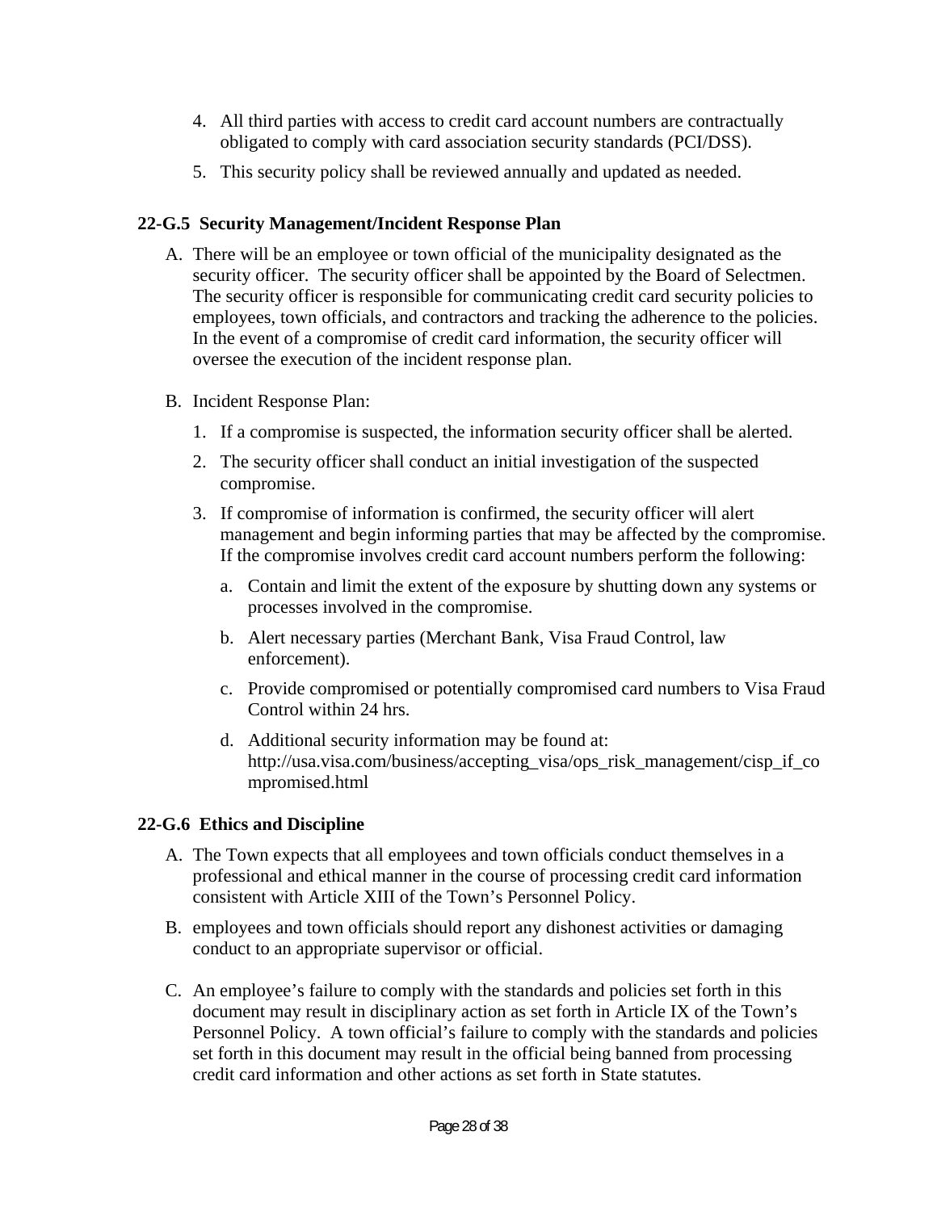4. All third parties with access to credit card account numbers are contractually obligated to comply with card association security standards (PCI/DSS).
5. This security policy shall be reviewed annually and updated as needed.

### 22-G.5 Security Management/Incident Response Plan

A. There will be an employee or town official of the municipality designated as the security officer. The security officer shall be appointed by the Board of Selectmen. The security officer is responsible for communicating credit card security policies to employees, town officials, and contractors and tracking the adherence to the policies. In the event of a compromise of credit card information, the security officer will oversee the execution of the incident response plan.

B. Incident Response Plan:

   1. If a compromise is suspected, the information security officer shall be alerted.
   2. The security officer shall conduct an initial investigation of the suspected compromise.
   3. If compromise of information is confirmed, the security officer will alert management and begin informing parties that may be affected by the compromise. If the compromise involves credit card account numbers perform the following:
      a. Contain and limit the extent of the exposure by shutting down any systems or processes involved in the compromise.
      b. Alert necessary parties (Merchant Bank, Visa Fraud Control, law enforcement).
      c. Provide compromised or potentially compromised card numbers to Visa Fraud Control within 24 hrs.
      d. Additional security information may be found at: http://usa.visa.com/business/accepting_visa/ops_risk_management/cisp_if_compromised.html

### 22-G.6 Ethics and Discipline

A. The Town expects that all employees and town officials conduct themselves in a professional and ethical manner in the course of processing credit card information consistent with Article XIII of the Town's Personnel Policy.

B. employees and town officials should report any dishonest activities or damaging conduct to an appropriate supervisor or official.

C. An employee's failure to comply with the standards and policies set forth in this document may result in disciplinary action as set forth in Article IX of the Town's Personnel Policy. A town official's failure to comply with the standards and policies set forth in this document may result in the official being banned from processing credit card information and other actions as set forth in State statutes.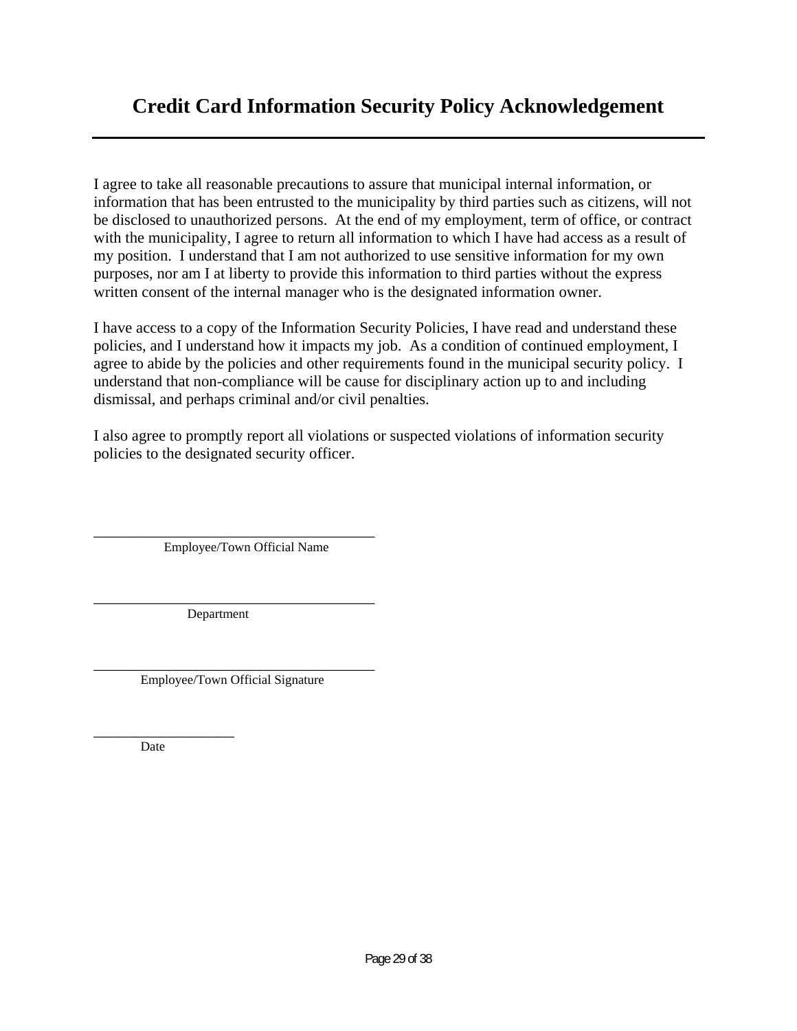# Credit Card Information Security Policy Acknowledgement

I agree to take all reasonable precautions to assure that municipal internal information, or information that has been entrusted to the municipality by third parties such as citizens, will not be disclosed to unauthorized persons. At the end of my employment, term of office, or contract with the municipality, I agree to return all information to which I have had access as a result of my position. I understand that I am not authorized to use sensitive information for my own purposes, nor am I at liberty to provide this information to third parties without the express written consent of the internal manager who is the designated information owner.

I have access to a copy of the Information Security Policies, I have read and understand these policies, and I understand how it impacts my job. As a condition of continued employment, I agree to abide by the policies and other requirements found in the municipal security policy. I understand that non-compliance will be cause for disciplinary action up to and including dismissal, and perhaps criminal and/or civil penalties.

I also agree to promptly report all violations or suspected violations of information security policies to the designated security officer.

_______________________________________

Employee/Town Official Name

_______________________________________

Department

_______________________________________

Employee/Town Official Signature

____________________

Date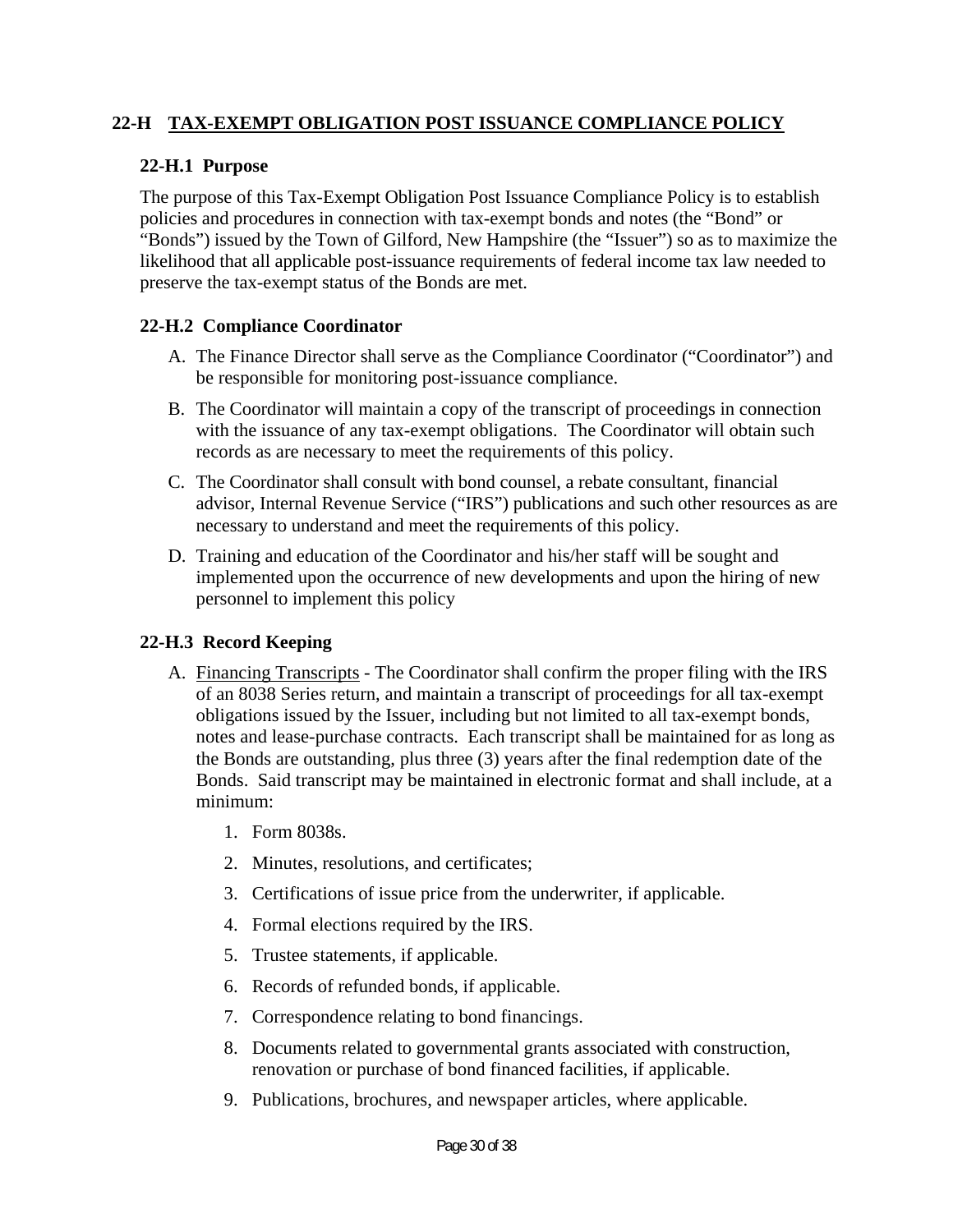## 22-H TAX-EXEMPT OBLIGATION POST ISSUANCE COMPLIANCE POLICY

### 22-H.1 Purpose

The purpose of this Tax-Exempt Obligation Post Issuance Compliance Policy is to establish policies and procedures in connection with tax-exempt bonds and notes (the "Bond" or "Bonds") issued by the Town of Gilford, New Hampshire (the "Issuer") so as to maximize the likelihood that all applicable post-issuance requirements of federal income tax law needed to preserve the tax-exempt status of the Bonds are met.

### 22-H.2 Compliance Coordinator

A. The Finance Director shall serve as the Compliance Coordinator ("Coordinator") and be responsible for monitoring post-issuance compliance.

B. The Coordinator will maintain a copy of the transcript of proceedings in connection with the issuance of any tax-exempt obligations. The Coordinator will obtain such records as are necessary to meet the requirements of this policy.

C. The Coordinator shall consult with bond counsel, a rebate consultant, financial advisor, Internal Revenue Service ("IRS") publications and such other resources as are necessary to understand and meet the requirements of this policy.

D. Training and education of the Coordinator and his/her staff will be sought and implemented upon the occurrence of new developments and upon the hiring of new personnel to implement this policy

### 22-H.3 Record Keeping

A. Financing Transcripts - The Coordinator shall confirm the proper filing with the IRS of an 8038 Series return, and maintain a transcript of proceedings for all tax-exempt obligations issued by the Issuer, including but not limited to all tax-exempt bonds, notes and lease-purchase contracts. Each transcript shall be maintained for as long as the Bonds are outstanding, plus three (3) years after the final redemption date of the Bonds. Said transcript may be maintained in electronic format and shall include, at a minimum:

   1. Form 8038s.
   2. Minutes, resolutions, and certificates;
   3. Certifications of issue price from the underwriter, if applicable.
   4. Formal elections required by the IRS.
   5. Trustee statements, if applicable.
   6. Records of refunded bonds, if applicable.
   7. Correspondence relating to bond financings.
   8. Documents related to governmental grants associated with construction, renovation or purchase of bond financed facilities, if applicable.
   9. Publications, brochures, and newspaper articles, where applicable.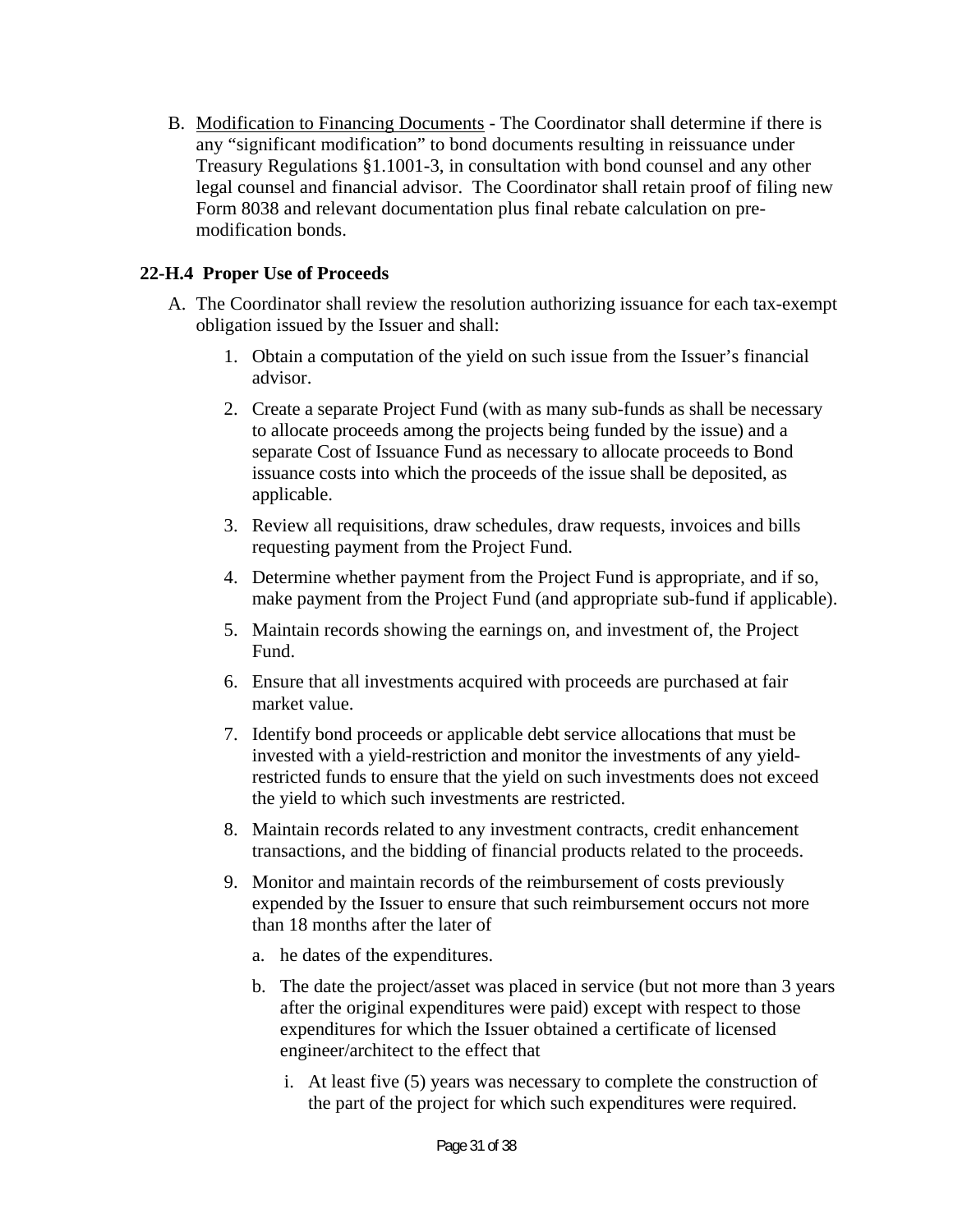B. <u>Modification to Financing Documents</u> - The Coordinator shall determine if there is any "significant modification" to bond documents resulting in reissuance under Treasury Regulations §1.1001-3, in consultation with bond counsel and any other legal counsel and financial advisor. The Coordinator shall retain proof of filing new Form 8038 and relevant documentation plus final rebate calculation on pre-modification bonds.

### 22-H.4 Proper Use of Proceeds

A. The Coordinator shall review the resolution authorizing issuance for each tax-exempt obligation issued by the Issuer and shall:

   1. Obtain a computation of the yield on such issue from the Issuer's financial advisor.

   2. Create a separate Project Fund (with as many sub-funds as shall be necessary to allocate proceeds among the projects being funded by the issue) and a separate Cost of Issuance Fund as necessary to allocate proceeds to Bond issuance costs into which the proceeds of the issue shall be deposited, as applicable.

   3. Review all requisitions, draw schedules, draw requests, invoices and bills requesting payment from the Project Fund.

   4. Determine whether payment from the Project Fund is appropriate, and if so, make payment from the Project Fund (and appropriate sub-fund if applicable).

   5. Maintain records showing the earnings on, and investment of, the Project Fund.

   6. Ensure that all investments acquired with proceeds are purchased at fair market value.

   7. Identify bond proceeds or applicable debt service allocations that must be invested with a yield-restriction and monitor the investments of any yield-restricted funds to ensure that the yield on such investments does not exceed the yield to which such investments are restricted.

   8. Maintain records related to any investment contracts, credit enhancement transactions, and the bidding of financial products related to the proceeds.

   9. Monitor and maintain records of the reimbursement of costs previously expended by the Issuer to ensure that such reimbursement occurs not more than 18 months after the later of

      a. he dates of the expenditures.

      b. The date the project/asset was placed in service (but not more than 3 years after the original expenditures were paid) except with respect to those expenditures for which the Issuer obtained a certificate of licensed engineer/architect to the effect that

         i. At least five (5) years was necessary to complete the construction of the part of the project for which such expenditures were required.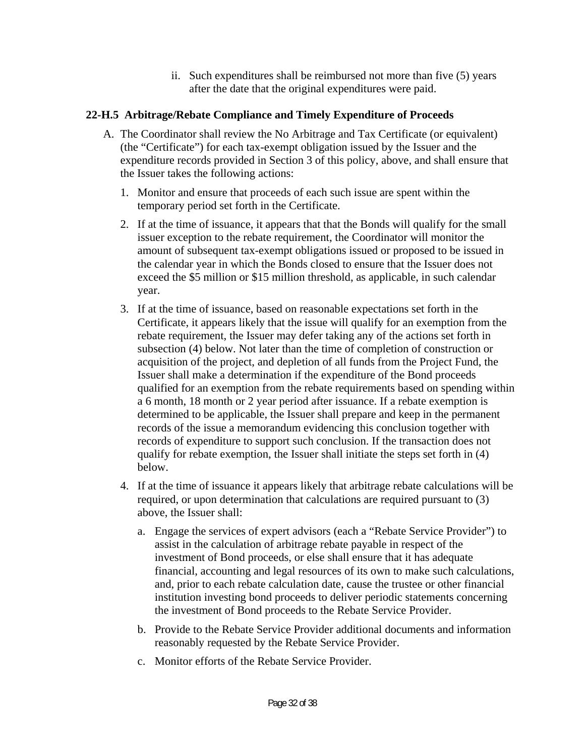ii. Such expenditures shall be reimbursed not more than five (5) years after the date that the original expenditures were paid.

### 22-H.5 Arbitrage/Rebate Compliance and Timely Expenditure of Proceeds

A. The Coordinator shall review the No Arbitrage and Tax Certificate (or equivalent) (the "Certificate") for each tax-exempt obligation issued by the Issuer and the expenditure records provided in Section 3 of this policy, above, and shall ensure that the Issuer takes the following actions:

1. Monitor and ensure that proceeds of each such issue are spent within the temporary period set forth in the Certificate.

2. If at the time of issuance, it appears that that the Bonds will qualify for the small issuer exception to the rebate requirement, the Coordinator will monitor the amount of subsequent tax-exempt obligations issued or proposed to be issued in the calendar year in which the Bonds closed to ensure that the Issuer does not exceed the $5 million or $15 million threshold, as applicable, in such calendar year.

3. If at the time of issuance, based on reasonable expectations set forth in the Certificate, it appears likely that the issue will qualify for an exemption from the rebate requirement, the Issuer may defer taking any of the actions set forth in subsection (4) below. Not later than the time of completion of construction or acquisition of the project, and depletion of all funds from the Project Fund, the Issuer shall make a determination if the expenditure of the Bond proceeds qualified for an exemption from the rebate requirements based on spending within a 6 month, 18 month or 2 year period after issuance. If a rebate exemption is determined to be applicable, the Issuer shall prepare and keep in the permanent records of the issue a memorandum evidencing this conclusion together with records of expenditure to support such conclusion. If the transaction does not qualify for rebate exemption, the Issuer shall initiate the steps set forth in (4) below.

4. If at the time of issuance it appears likely that arbitrage rebate calculations will be required, or upon determination that calculations are required pursuant to (3) above, the Issuer shall:

   a. Engage the services of expert advisors (each a "Rebate Service Provider") to assist in the calculation of arbitrage rebate payable in respect of the investment of Bond proceeds, or else shall ensure that it has adequate financial, accounting and legal resources of its own to make such calculations, and, prior to each rebate calculation date, cause the trustee or other financial institution investing bond proceeds to deliver periodic statements concerning the investment of Bond proceeds to the Rebate Service Provider.

   b. Provide to the Rebate Service Provider additional documents and information reasonably requested by the Rebate Service Provider.

   c. Monitor efforts of the Rebate Service Provider.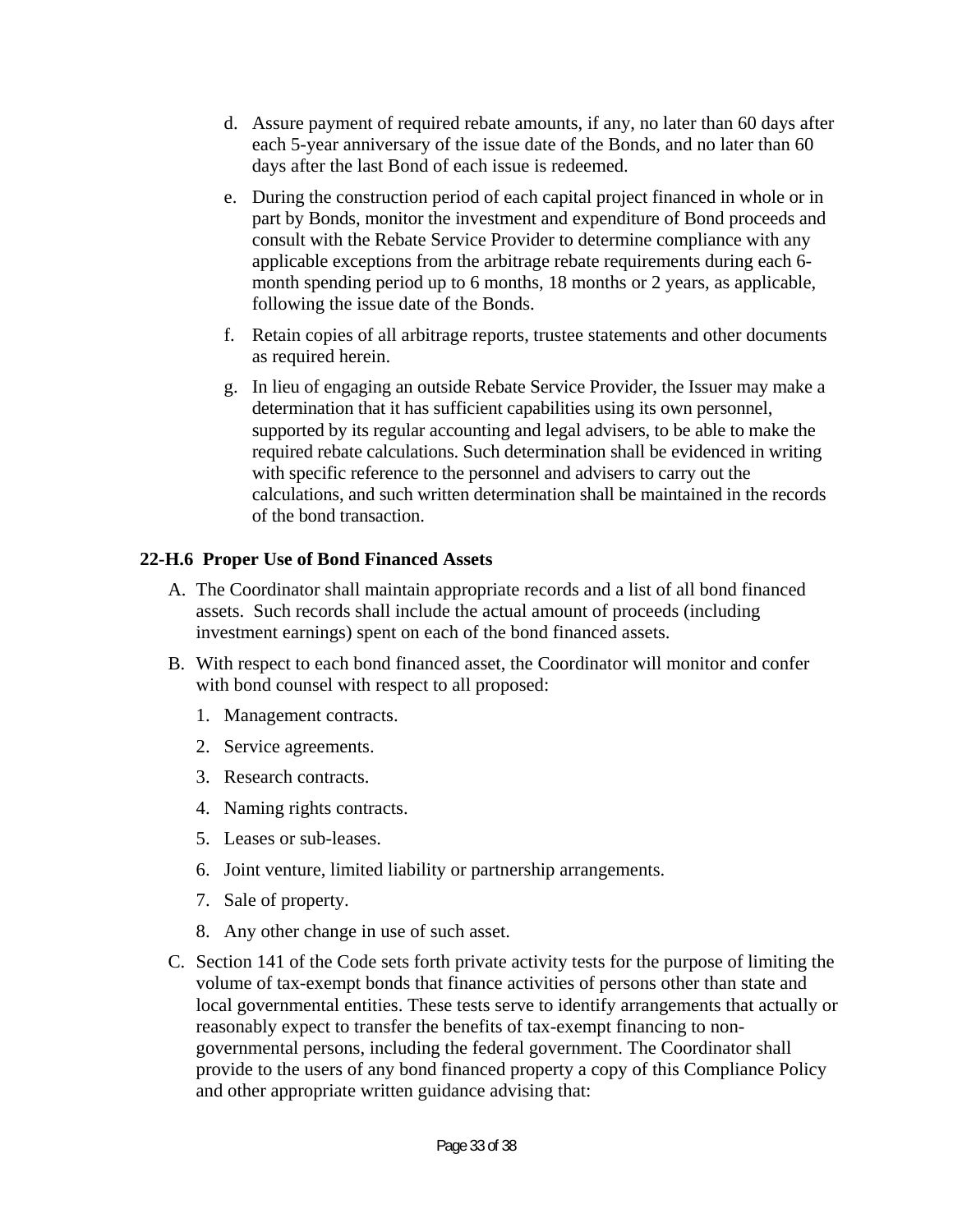d. Assure payment of required rebate amounts, if any, no later than 60 days after each 5-year anniversary of the issue date of the Bonds, and no later than 60 days after the last Bond of each issue is redeemed.

e. During the construction period of each capital project financed in whole or in part by Bonds, monitor the investment and expenditure of Bond proceeds and consult with the Rebate Service Provider to determine compliance with any applicable exceptions from the arbitrage rebate requirements during each 6-month spending period up to 6 months, 18 months or 2 years, as applicable, following the issue date of the Bonds.

f. Retain copies of all arbitrage reports, trustee statements and other documents as required herein.

g. In lieu of engaging an outside Rebate Service Provider, the Issuer may make a determination that it has sufficient capabilities using its own personnel, supported by its regular accounting and legal advisers, to be able to make the required rebate calculations. Such determination shall be evidenced in writing with specific reference to the personnel and advisers to carry out the calculations, and such written determination shall be maintained in the records of the bond transaction.

### 22-H.6 Proper Use of Bond Financed Assets

A. The Coordinator shall maintain appropriate records and a list of all bond financed assets. Such records shall include the actual amount of proceeds (including investment earnings) spent on each of the bond financed assets.

B. With respect to each bond financed asset, the Coordinator will monitor and confer with bond counsel with respect to all proposed:

1. Management contracts.
2. Service agreements.
3. Research contracts.
4. Naming rights contracts.
5. Leases or sub-leases.
6. Joint venture, limited liability or partnership arrangements.
7. Sale of property.
8. Any other change in use of such asset.

C. Section 141 of the Code sets forth private activity tests for the purpose of limiting the volume of tax-exempt bonds that finance activities of persons other than state and local governmental entities. These tests serve to identify arrangements that actually or reasonably expect to transfer the benefits of tax-exempt financing to non-governmental persons, including the federal government. The Coordinator shall provide to the users of any bond financed property a copy of this Compliance Policy and other appropriate written guidance advising that: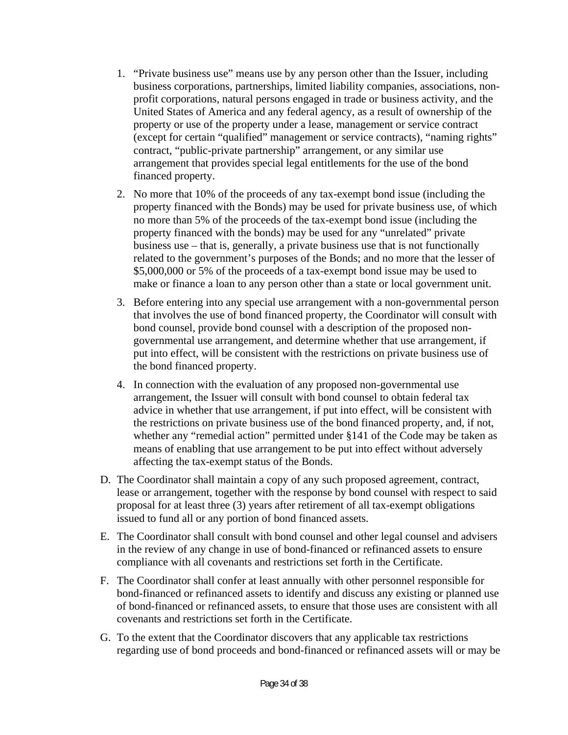1. "Private business use" means use by any person other than the Issuer, including business corporations, partnerships, limited liability companies, associations, non-profit corporations, natural persons engaged in trade or business activity, and the United States of America and any federal agency, as a result of ownership of the property or use of the property under a lease, management or service contract (except for certain "qualified" management or service contracts), "naming rights" contract, "public-private partnership" arrangement, or any similar use arrangement that provides special legal entitlements for the use of the bond financed property.

2. No more that 10% of the proceeds of any tax-exempt bond issue (including the property financed with the Bonds) may be used for private business use, of which no more than 5% of the proceeds of the tax-exempt bond issue (including the property financed with the bonds) may be used for any "unrelated" private business use – that is, generally, a private business use that is not functionally related to the government's purposes of the Bonds; and no more that the lesser of $5,000,000 or 5% of the proceeds of a tax-exempt bond issue may be used to make or finance a loan to any person other than a state or local government unit.

3. Before entering into any special use arrangement with a non-governmental person that involves the use of bond financed property, the Coordinator will consult with bond counsel, provide bond counsel with a description of the proposed non-governmental use arrangement, and determine whether that use arrangement, if put into effect, will be consistent with the restrictions on private business use of the bond financed property.

4. In connection with the evaluation of any proposed non-governmental use arrangement, the Issuer will consult with bond counsel to obtain federal tax advice in whether that use arrangement, if put into effect, will be consistent with the restrictions on private business use of the bond financed property, and, if not, whether any "remedial action" permitted under §141 of the Code may be taken as means of enabling that use arrangement to be put into effect without adversely affecting the tax-exempt status of the Bonds.

D. The Coordinator shall maintain a copy of any such proposed agreement, contract, lease or arrangement, together with the response by bond counsel with respect to said proposal for at least three (3) years after retirement of all tax-exempt obligations issued to fund all or any portion of bond financed assets.

E. The Coordinator shall consult with bond counsel and other legal counsel and advisers in the review of any change in use of bond-financed or refinanced assets to ensure compliance with all covenants and restrictions set forth in the Certificate.

F. The Coordinator shall confer at least annually with other personnel responsible for bond-financed or refinanced assets to identify and discuss any existing or planned use of bond-financed or refinanced assets, to ensure that those uses are consistent with all covenants and restrictions set forth in the Certificate.

G. To the extent that the Coordinator discovers that any applicable tax restrictions regarding use of bond proceeds and bond-financed or refinanced assets will or may be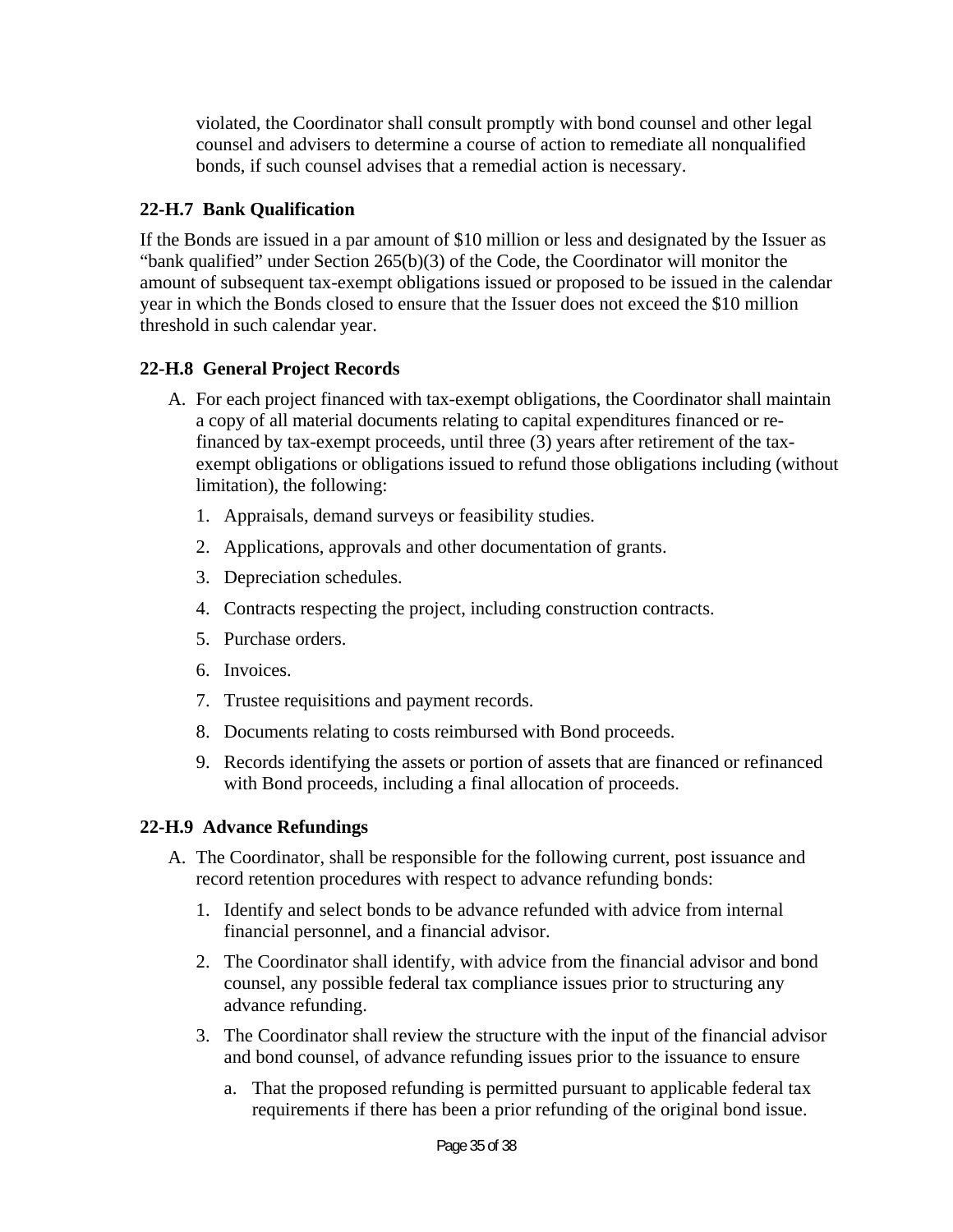violated, the Coordinator shall consult promptly with bond counsel and other legal counsel and advisers to determine a course of action to remediate all nonqualified bonds, if such counsel advises that a remedial action is necessary.

### 22-H.7 Bank Qualification

If the Bonds are issued in a par amount of $10 million or less and designated by the Issuer as "bank qualified" under Section 265(b)(3) of the Code, the Coordinator will monitor the amount of subsequent tax-exempt obligations issued or proposed to be issued in the calendar year in which the Bonds closed to ensure that the Issuer does not exceed the $10 million threshold in such calendar year.

### 22-H.8 General Project Records

A. For each project financed with tax-exempt obligations, the Coordinator shall maintain a copy of all material documents relating to capital expenditures financed or re-financed by tax-exempt proceeds, until three (3) years after retirement of the tax-exempt obligations or obligations issued to refund those obligations including (without limitation), the following:

   1. Appraisals, demand surveys or feasibility studies.
   2. Applications, approvals and other documentation of grants.
   3. Depreciation schedules.
   4. Contracts respecting the project, including construction contracts.
   5. Purchase orders.
   6. Invoices.
   7. Trustee requisitions and payment records.
   8. Documents relating to costs reimbursed with Bond proceeds.
   9. Records identifying the assets or portion of assets that are financed or refinanced with Bond proceeds, including a final allocation of proceeds.

### 22-H.9 Advance Refundings

A. The Coordinator, shall be responsible for the following current, post issuance and record retention procedures with respect to advance refunding bonds:

   1. Identify and select bonds to be advance refunded with advice from internal financial personnel, and a financial advisor.
   2. The Coordinator shall identify, with advice from the financial advisor and bond counsel, any possible federal tax compliance issues prior to structuring any advance refunding.
   3. The Coordinator shall review the structure with the input of the financial advisor and bond counsel, of advance refunding issues prior to the issuance to ensure

      a. That the proposed refunding is permitted pursuant to applicable federal tax requirements if there has been a prior refunding of the original bond issue.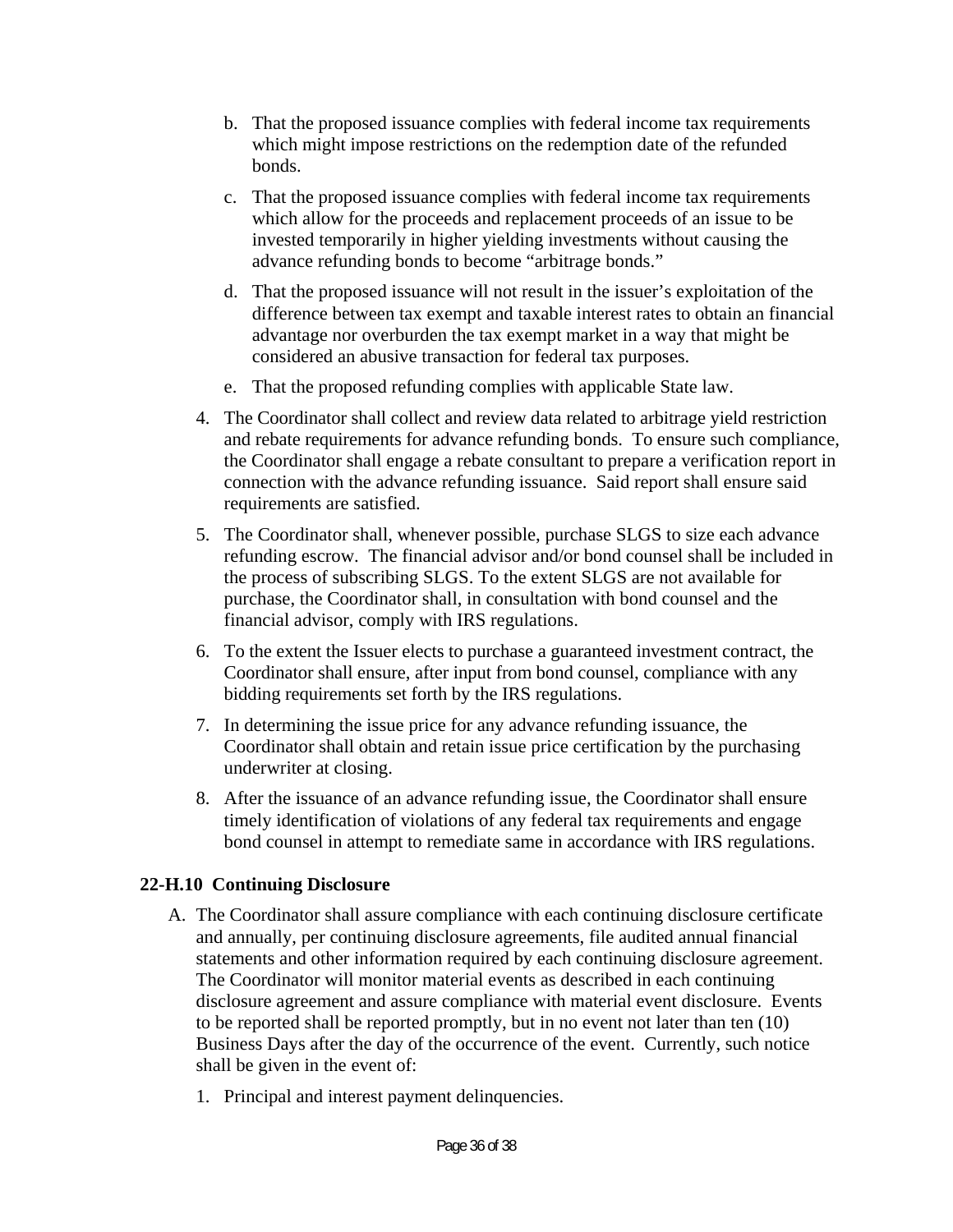b. That the proposed issuance complies with federal income tax requirements which might impose restrictions on the redemption date of the refunded bonds.

   c. That the proposed issuance complies with federal income tax requirements which allow for the proceeds and replacement proceeds of an issue to be invested temporarily in higher yielding investments without causing the advance refunding bonds to become "arbitrage bonds."

   d. That the proposed issuance will not result in the issuer's exploitation of the difference between tax exempt and taxable interest rates to obtain an financial advantage nor overburden the tax exempt market in a way that might be considered an abusive transaction for federal tax purposes.

   e. That the proposed refunding complies with applicable State law.

4. The Coordinator shall collect and review data related to arbitrage yield restriction and rebate requirements for advance refunding bonds. To ensure such compliance, the Coordinator shall engage a rebate consultant to prepare a verification report in connection with the advance refunding issuance. Said report shall ensure said requirements are satisfied.

5. The Coordinator shall, whenever possible, purchase SLGS to size each advance refunding escrow. The financial advisor and/or bond counsel shall be included in the process of subscribing SLGS. To the extent SLGS are not available for purchase, the Coordinator shall, in consultation with bond counsel and the financial advisor, comply with IRS regulations.

6. To the extent the Issuer elects to purchase a guaranteed investment contract, the Coordinator shall ensure, after input from bond counsel, compliance with any bidding requirements set forth by the IRS regulations.

7. In determining the issue price for any advance refunding issuance, the Coordinator shall obtain and retain issue price certification by the purchasing underwriter at closing.

8. After the issuance of an advance refunding issue, the Coordinator shall ensure timely identification of violations of any federal tax requirements and engage bond counsel in attempt to remediate same in accordance with IRS regulations.

## 22-H.10 Continuing Disclosure

A. The Coordinator shall assure compliance with each continuing disclosure certificate and annually, per continuing disclosure agreements, file audited annual financial statements and other information required by each continuing disclosure agreement. The Coordinator will monitor material events as described in each continuing disclosure agreement and assure compliance with material event disclosure. Events to be reported shall be reported promptly, but in no event not later than ten (10) Business Days after the day of the occurrence of the event. Currently, such notice shall be given in the event of:

   1. Principal and interest payment delinquencies.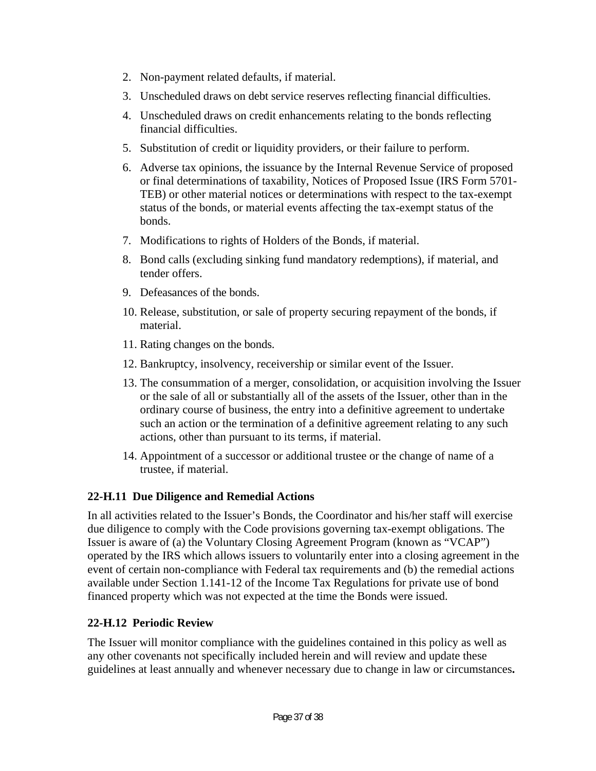2. Non-payment related defaults, if material.
3. Unscheduled draws on debt service reserves reflecting financial difficulties.
4. Unscheduled draws on credit enhancements relating to the bonds reflecting financial difficulties.
5. Substitution of credit or liquidity providers, or their failure to perform.
6. Adverse tax opinions, the issuance by the Internal Revenue Service of proposed or final determinations of taxability, Notices of Proposed Issue (IRS Form 5701-TEB) or other material notices or determinations with respect to the tax-exempt status of the bonds, or material events affecting the tax-exempt status of the bonds.
7. Modifications to rights of Holders of the Bonds, if material.
8. Bond calls (excluding sinking fund mandatory redemptions), if material, and tender offers.
9. Defeasances of the bonds.
10. Release, substitution, or sale of property securing repayment of the bonds, if material.
11. Rating changes on the bonds.
12. Bankruptcy, insolvency, receivership or similar event of the Issuer.
13. The consummation of a merger, consolidation, or acquisition involving the Issuer or the sale of all or substantially all of the assets of the Issuer, other than in the ordinary course of business, the entry into a definitive agreement to undertake such an action or the termination of a definitive agreement relating to any such actions, other than pursuant to its terms, if material.
14. Appointment of a successor or additional trustee or the change of name of a trustee, if material.

### 22-H.11 Due Diligence and Remedial Actions

In all activities related to the Issuer's Bonds, the Coordinator and his/her staff will exercise due diligence to comply with the Code provisions governing tax-exempt obligations. The Issuer is aware of (a) the Voluntary Closing Agreement Program (known as "VCAP") operated by the IRS which allows issuers to voluntarily enter into a closing agreement in the event of certain non-compliance with Federal tax requirements and (b) the remedial actions available under Section 1.141-12 of the Income Tax Regulations for private use of bond financed property which was not expected at the time the Bonds were issued.

### 22-H.12 Periodic Review

The Issuer will monitor compliance with the guidelines contained in this policy as well as any other covenants not specifically included herein and will review and update these guidelines at least annually and whenever necessary due to change in law or circumstances**.**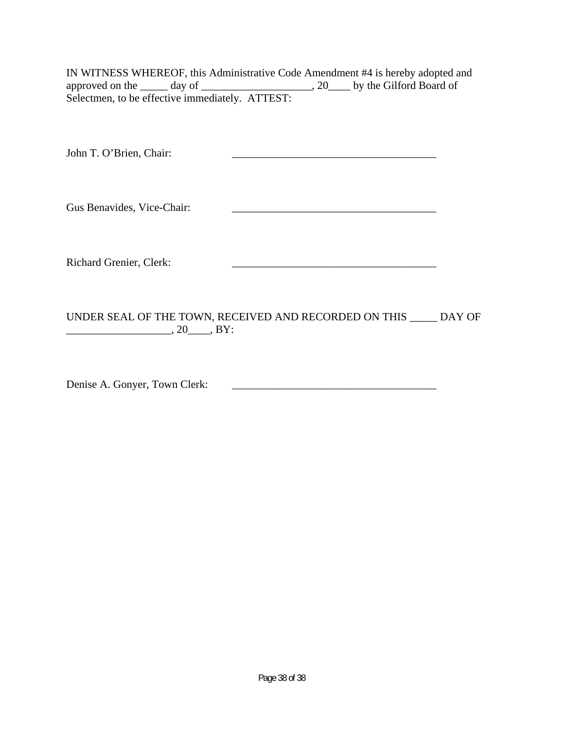IN WITNESS WHEREOF, this Administrative Code Amendment #4 is hereby adopted and approved on the _____ day of ____________________, 20____ by the Gilford Board of Selectmen, to be effective immediately. ATTEST:

John T. O'Brien, Chair: ______________________________________

Gus Benavides, Vice-Chair: ______________________________________

Richard Grenier, Clerk: ______________________________________

UNDER SEAL OF THE TOWN, RECEIVED AND RECORDED ON THIS _____ DAY OF ___________________, 20____, BY:

Denise A. Gonyer, Town Clerk: ______________________________________